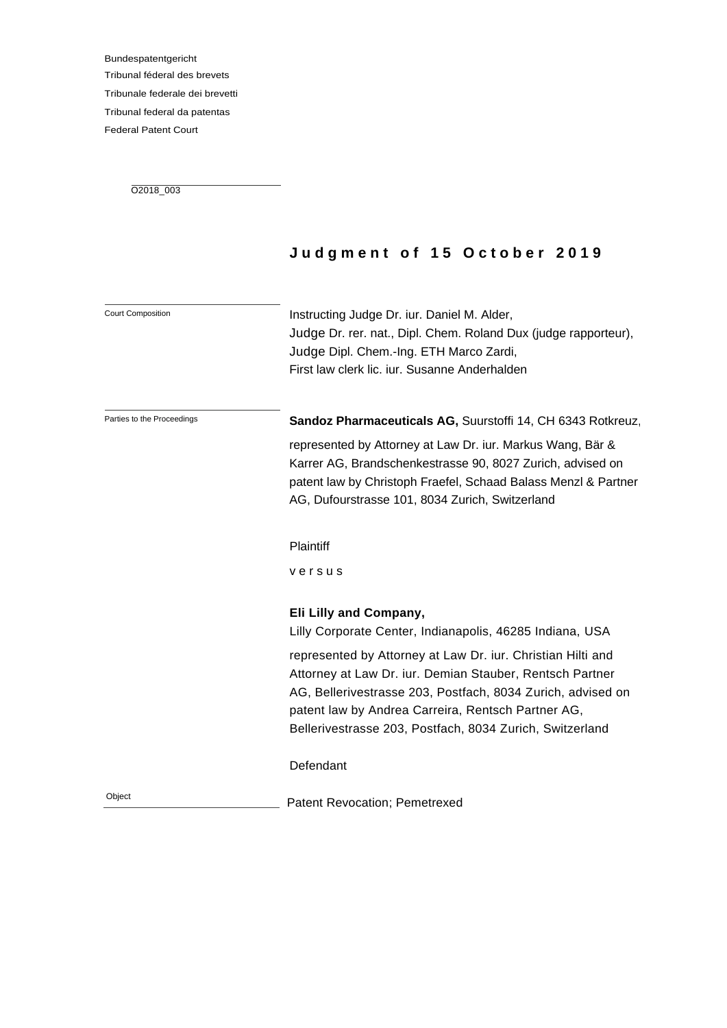Bundespatentgericht
Tribunal féderal des brevets
Tribunale federale dei brevetti
Tribunal federal da patentas
Federal Patent Court

O2018_003

# Judgment of 15 October 2019

| | |
|---|---|
| Court Composition | Instructing Judge Dr. iur. Daniel M. Alder,<br>Judge Dr. rer. nat., Dipl. Chem. Roland Dux (judge rapporteur),<br>Judge Dipl. Chem.-Ing. ETH Marco Zardi,<br>First law clerk lic. iur. Susanne Anderhalden |
| Parties to the Proceedings | **Sandoz Pharmaceuticals AG,** Suurstoffi 14, CH 6343 Rotkreuz,<br><br>represented by Attorney at Law Dr. iur. Markus Wang, Bär & Karrer AG, Brandschenkestrasse 90, 8027 Zurich, advised on patent law by Christoph Fraefel, Schaad Balass Menzl & Partner AG, Dufourstrasse 101, 8034 Zurich, Switzerland<br><br>Plaintiff<br><br>versus<br><br>**Eli Lilly and Company,**<br>Lilly Corporate Center, Indianapolis, 46285 Indiana, USA<br><br>represented by Attorney at Law Dr. iur. Christian Hilti and Attorney at Law Dr. iur. Demian Stauber, Rentsch Partner AG, Bellerivestrasse 203, Postfach, 8034 Zurich, advised on patent law by Andrea Carreira, Rentsch Partner AG, Bellerivestrasse 203, Postfach, 8034 Zurich, Switzerland<br><br>Defendant |
| Object | Patent Revocation; Pemetrexed |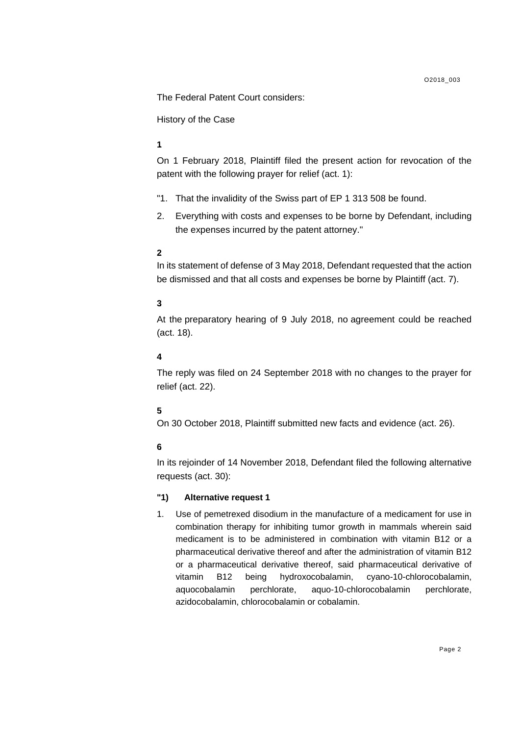The Federal Patent Court considers:

History of the Case

**1**

On 1 February 2018, Plaintiff filed the present action for revocation of the patent with the following prayer for relief (act. 1):

"1. That the invalidity of the Swiss part of EP 1 313 508 be found.

2. Everything with costs and expenses to be borne by Defendant, including the expenses incurred by the patent attorney."

**2**

In its statement of defense of 3 May 2018, Defendant requested that the action be dismissed and that all costs and expenses be borne by Plaintiff (act. 7).

**3**

At the preparatory hearing of 9 July 2018, no agreement could be reached (act. 18).

**4**

The reply was filed on 24 September 2018 with no changes to the prayer for relief (act. 22).

**5**

On 30 October 2018, Plaintiff submitted new facts and evidence (act. 26).

**6**

In its rejoinder of 14 November 2018, Defendant filed the following alternative requests (act. 30):

**"1) Alternative request 1**

1. Use of pemetrexed disodium in the manufacture of a medicament for use in combination therapy for inhibiting tumor growth in mammals wherein said medicament is to be administered in combination with vitamin B12 or a pharmaceutical derivative thereof and after the administration of vitamin B12 or a pharmaceutical derivative thereof, said pharmaceutical derivative of vitamin B12 being hydroxocobalamin, cyano-10-chlorocobalamin, aquocobalamin perchlorate, aquo-10-chlorocobalamin perchlorate, azidocobalamin, chlorocobalamin or cobalamin.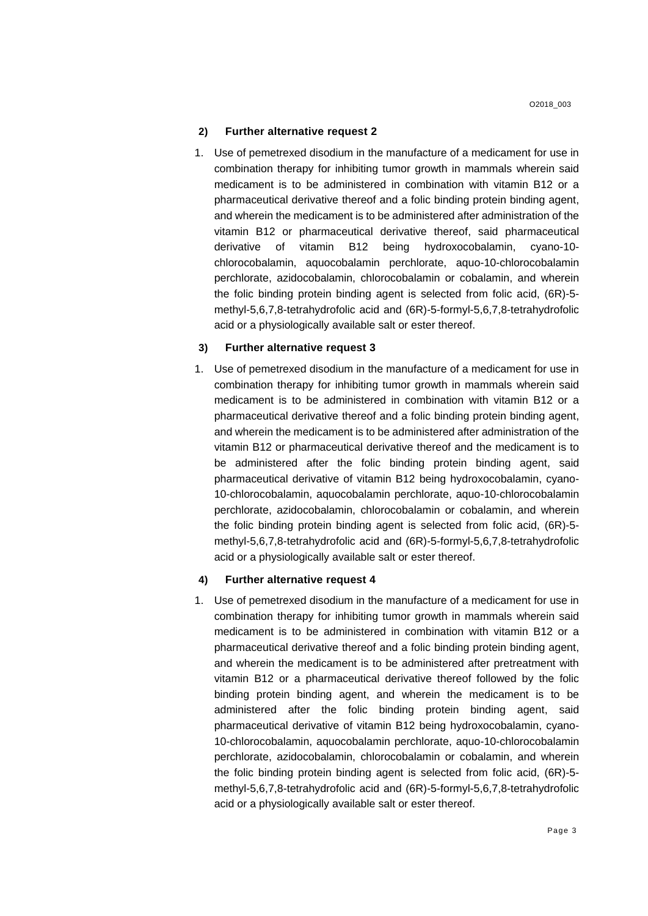**2) Further alternative request 2**

1. Use of pemetrexed disodium in the manufacture of a medicament for use in combination therapy for inhibiting tumor growth in mammals wherein said medicament is to be administered in combination with vitamin B12 or a pharmaceutical derivative thereof and a folic binding protein binding agent, and wherein the medicament is to be administered after administration of the vitamin B12 or pharmaceutical derivative thereof, said pharmaceutical derivative of vitamin B12 being hydroxocobalamin, cyano-10-chlorocobalamin, aquocobalamin perchlorate, aquo-10-chlorocobalamin perchlorate, azidocobalamin, chlorocobalamin or cobalamin, and wherein the folic binding protein binding agent is selected from folic acid, (6R)-5-methyl-5,6,7,8-tetrahydrofolic acid and (6R)-5-formyl-5,6,7,8-tetrahydrofolic acid or a physiologically available salt or ester thereof.

**3) Further alternative request 3**

1. Use of pemetrexed disodium in the manufacture of a medicament for use in combination therapy for inhibiting tumor growth in mammals wherein said medicament is to be administered in combination with vitamin B12 or a pharmaceutical derivative thereof and a folic binding protein binding agent, and wherein the medicament is to be administered after administration of the vitamin B12 or pharmaceutical derivative thereof and the medicament is to be administered after the folic binding protein binding agent, said pharmaceutical derivative of vitamin B12 being hydroxocobalamin, cyano-10-chlorocobalamin, aquocobalamin perchlorate, aquo-10-chlorocobalamin perchlorate, azidocobalamin, chlorocobalamin or cobalamin, and wherein the folic binding protein binding agent is selected from folic acid, (6R)-5-methyl-5,6,7,8-tetrahydrofolic acid and (6R)-5-formyl-5,6,7,8-tetrahydrofolic acid or a physiologically available salt or ester thereof.

**4) Further alternative request 4**

1. Use of pemetrexed disodium in the manufacture of a medicament for use in combination therapy for inhibiting tumor growth in mammals wherein said medicament is to be administered in combination with vitamin B12 or a pharmaceutical derivative thereof and a folic binding protein binding agent, and wherein the medicament is to be administered after pretreatment with vitamin B12 or a pharmaceutical derivative thereof followed by the folic binding protein binding agent, and wherein the medicament is to be administered after the folic binding protein binding agent, said pharmaceutical derivative of vitamin B12 being hydroxocobalamin, cyano-10-chlorocobalamin, aquocobalamin perchlorate, aquo-10-chlorocobalamin perchlorate, azidocobalamin, chlorocobalamin or cobalamin, and wherein the folic binding protein binding agent is selected from folic acid, (6R)-5-methyl-5,6,7,8-tetrahydrofolic acid and (6R)-5-formyl-5,6,7,8-tetrahydrofolic acid or a physiologically available salt or ester thereof.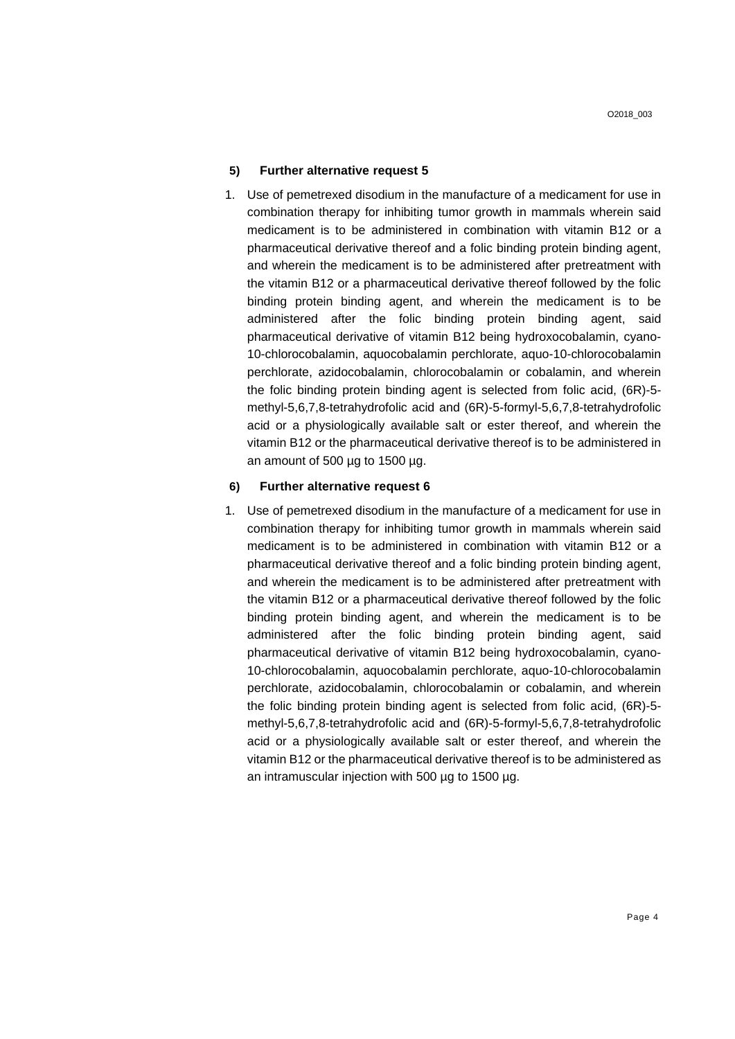### 5) Further alternative request 5

1. Use of pemetrexed disodium in the manufacture of a medicament for use in combination therapy for inhibiting tumor growth in mammals wherein said medicament is to be administered in combination with vitamin B12 or a pharmaceutical derivative thereof and a folic binding protein binding agent, and wherein the medicament is to be administered after pretreatment with the vitamin B12 or a pharmaceutical derivative thereof followed by the folic binding protein binding agent, and wherein the medicament is to be administered after the folic binding protein binding agent, said pharmaceutical derivative of vitamin B12 being hydroxocobalamin, cyano-10-chlorocobalamin, aquocobalamin perchlorate, aquo-10-chlorocobalamin perchlorate, azidocobalamin, chlorocobalamin or cobalamin, and wherein the folic binding protein binding agent is selected from folic acid, (6R)-5-methyl-5,6,7,8-tetrahydrofolic acid and (6R)-5-formyl-5,6,7,8-tetrahydrofolic acid or a physiologically available salt or ester thereof, and wherein the vitamin B12 or the pharmaceutical derivative thereof is to be administered in an amount of 500 µg to 1500 µg.

### 6) Further alternative request 6

1. Use of pemetrexed disodium in the manufacture of a medicament for use in combination therapy for inhibiting tumor growth in mammals wherein said medicament is to be administered in combination with vitamin B12 or a pharmaceutical derivative thereof and a folic binding protein binding agent, and wherein the medicament is to be administered after pretreatment with the vitamin B12 or a pharmaceutical derivative thereof followed by the folic binding protein binding agent, and wherein the medicament is to be administered after the folic binding protein binding agent, said pharmaceutical derivative of vitamin B12 being hydroxocobalamin, cyano-10-chlorocobalamin, aquocobalamin perchlorate, aquo-10-chlorocobalamin perchlorate, azidocobalamin, chlorocobalamin or cobalamin, and wherein the folic binding protein binding agent is selected from folic acid, (6R)-5-methyl-5,6,7,8-tetrahydrofolic acid and (6R)-5-formyl-5,6,7,8-tetrahydrofolic acid or a physiologically available salt or ester thereof, and wherein the vitamin B12 or the pharmaceutical derivative thereof is to be administered as an intramuscular injection with 500 µg to 1500 µg.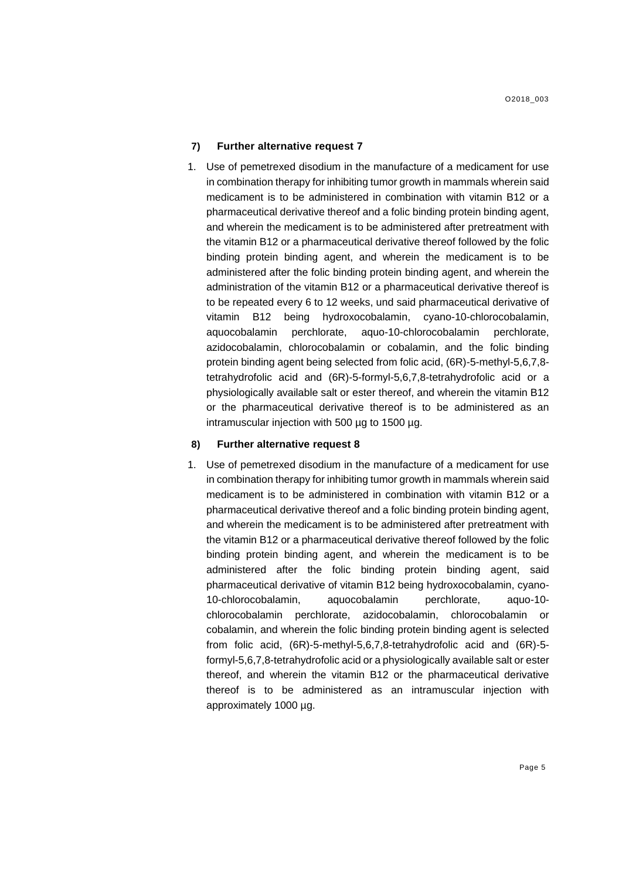**7) Further alternative request 7**

1. Use of pemetrexed disodium in the manufacture of a medicament for use in combination therapy for inhibiting tumor growth in mammals wherein said medicament is to be administered in combination with vitamin B12 or a pharmaceutical derivative thereof and a folic binding protein binding agent, and wherein the medicament is to be administered after pretreatment with the vitamin B12 or a pharmaceutical derivative thereof followed by the folic binding protein binding agent, and wherein the medicament is to be administered after the folic binding protein binding agent, and wherein the administration of the vitamin B12 or a pharmaceutical derivative thereof is to be repeated every 6 to 12 weeks, und said pharmaceutical derivative of vitamin B12 being hydroxocobalamin, cyano-10-chlorocobalamin, aquocobalamin perchlorate, aquo-10-chlorocobalamin perchlorate, azidocobalamin, chlorocobalamin or cobalamin, and the folic binding protein binding agent being selected from folic acid, (6R)-5-methyl-5,6,7,8-tetrahydrofolic acid and (6R)-5-formyl-5,6,7,8-tetrahydrofolic acid or a physiologically available salt or ester thereof, and wherein the vitamin B12 or the pharmaceutical derivative thereof is to be administered as an intramuscular injection with 500 µg to 1500 µg.

**8) Further alternative request 8**

1. Use of pemetrexed disodium in the manufacture of a medicament for use in combination therapy for inhibiting tumor growth in mammals wherein said medicament is to be administered in combination with vitamin B12 or a pharmaceutical derivative thereof and a folic binding protein binding agent, and wherein the medicament is to be administered after pretreatment with the vitamin B12 or a pharmaceutical derivative thereof followed by the folic binding protein binding agent, and wherein the medicament is to be administered after the folic binding protein binding agent, said pharmaceutical derivative of vitamin B12 being hydroxocobalamin, cyano-10-chlorocobalamin, aquocobalamin perchlorate, aquo-10-chlorocobalamin perchlorate, azidocobalamin, chlorocobalamin or cobalamin, and wherein the folic binding protein binding agent is selected from folic acid, (6R)-5-methyl-5,6,7,8-tetrahydrofolic acid and (6R)-5-formyl-5,6,7,8-tetrahydrofolic acid or a physiologically available salt or ester thereof, and wherein the vitamin B12 or the pharmaceutical derivative thereof is to be administered as an intramuscular injection with approximately 1000 µg.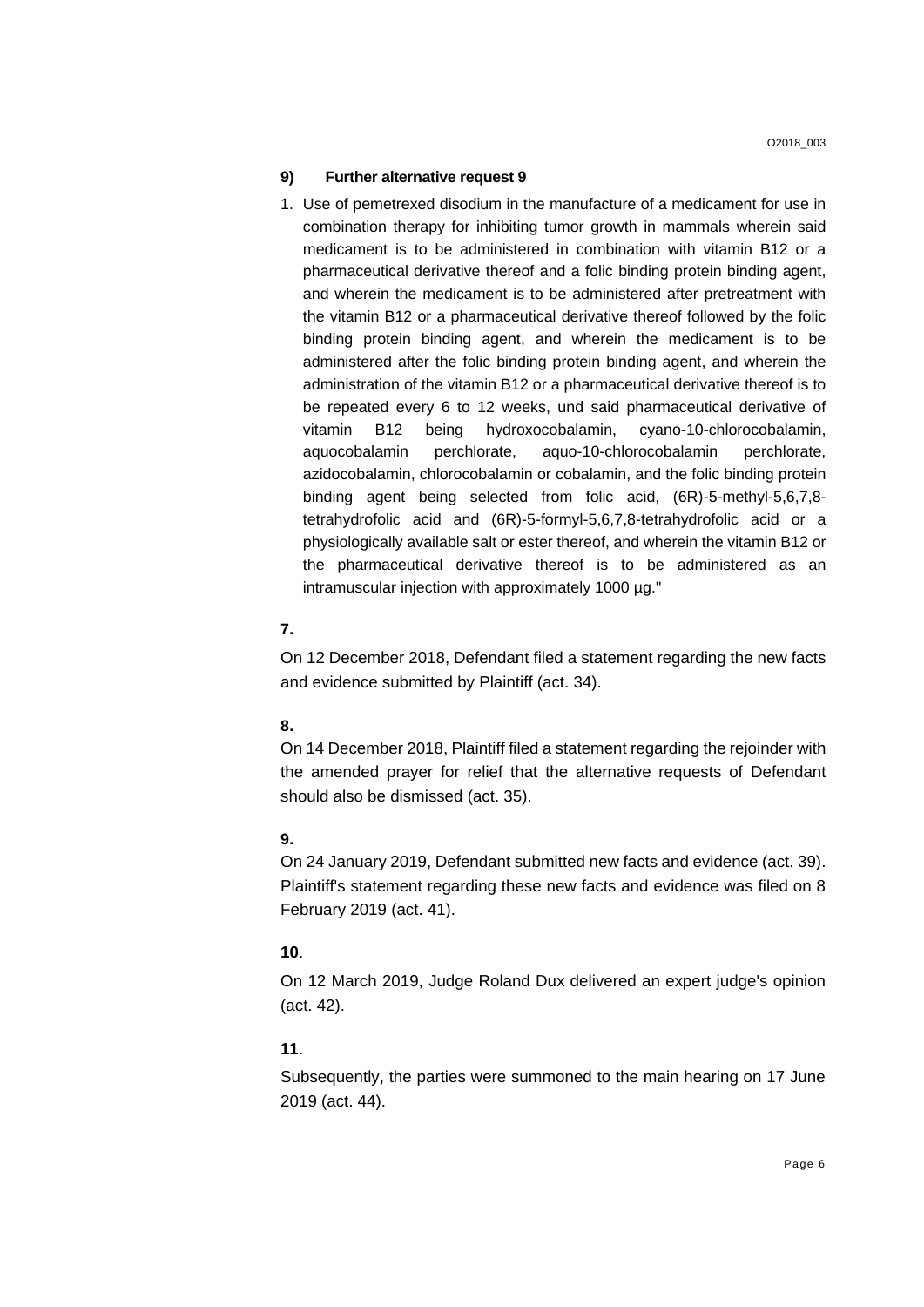### 9) Further alternative request 9

1. Use of pemetrexed disodium in the manufacture of a medicament for use in combination therapy for inhibiting tumor growth in mammals wherein said medicament is to be administered in combination with vitamin B12 or a pharmaceutical derivative thereof and a folic binding protein binding agent, and wherein the medicament is to be administered after pretreatment with the vitamin B12 or a pharmaceutical derivative thereof followed by the folic binding protein binding agent, and wherein the medicament is to be administered after the folic binding protein binding agent, and wherein the administration of the vitamin B12 or a pharmaceutical derivative thereof is to be repeated every 6 to 12 weeks, und said pharmaceutical derivative of vitamin B12 being hydroxocobalamin, cyano-10-chlorocobalamin, aquocobalamin perchlorate, aquo-10-chlorocobalamin perchlorate, azidocobalamin, chlorocobalamin or cobalamin, and the folic binding protein binding agent being selected from folic acid, (6R)-5-methyl-5,6,7,8-tetrahydrofolic acid and (6R)-5-formyl-5,6,7,8-tetrahydrofolic acid or a physiologically available salt or ester thereof, and wherein the vitamin B12 or the pharmaceutical derivative thereof is to be administered as an intramuscular injection with approximately 1000 µg."

**7.**

On 12 December 2018, Defendant filed a statement regarding the new facts and evidence submitted by Plaintiff (act. 34).

**8.**

On 14 December 2018, Plaintiff filed a statement regarding the rejoinder with the amended prayer for relief that the alternative requests of Defendant should also be dismissed (act. 35).

**9.**

On 24 January 2019, Defendant submitted new facts and evidence (act. 39). Plaintiff's statement regarding these new facts and evidence was filed on 8 February 2019 (act. 41).

**10**.

On 12 March 2019, Judge Roland Dux delivered an expert judge's opinion (act. 42).

**11**.

Subsequently, the parties were summoned to the main hearing on 17 June 2019 (act. 44).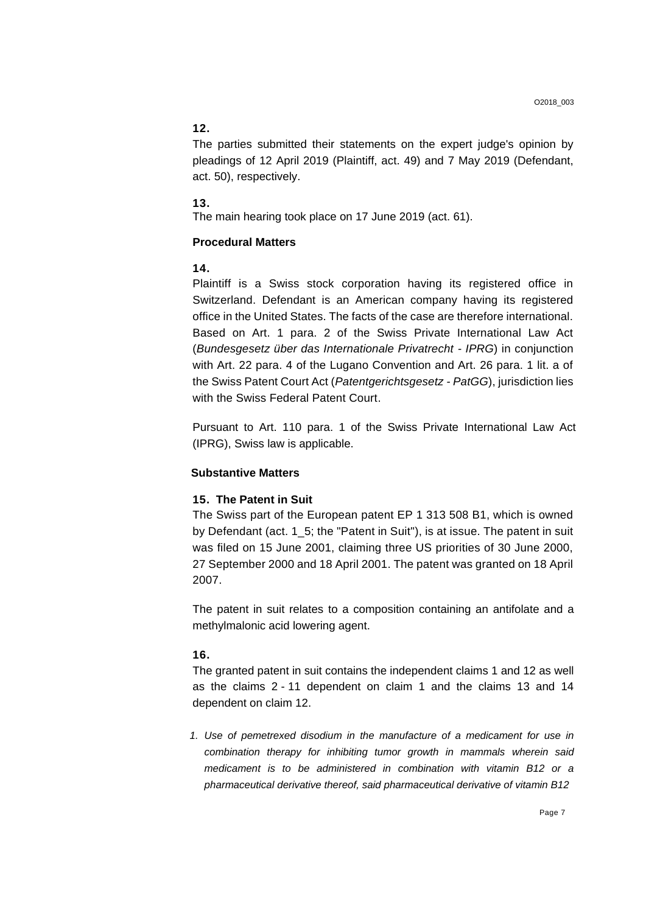**12.**

The parties submitted their statements on the expert judge's opinion by pleadings of 12 April 2019 (Plaintiff, act. 49) and 7 May 2019 (Defendant, act. 50), respectively.

**13.**

The main hearing took place on 17 June 2019 (act. 61).

**Procedural Matters**

**14.**

Plaintiff is a Swiss stock corporation having its registered office in Switzerland. Defendant is an American company having its registered office in the United States. The facts of the case are therefore international. Based on Art. 1 para. 2 of the Swiss Private International Law Act (*Bundesgesetz über das Internationale Privatrecht - IPRG*) in conjunction with Art. 22 para. 4 of the Lugano Convention and Art. 26 para. 1 lit. a of the Swiss Patent Court Act (*Patentgerichtsgesetz - PatGG*), jurisdiction lies with the Swiss Federal Patent Court.

Pursuant to Art. 110 para. 1 of the Swiss Private International Law Act (IPRG), Swiss law is applicable.

**Substantive Matters**

**15. The Patent in Suit**

The Swiss part of the European patent EP 1 313 508 B1, which is owned by Defendant (act. 1_5; the "Patent in Suit"), is at issue. The patent in suit was filed on 15 June 2001, claiming three US priorities of 30 June 2000, 27 September 2000 and 18 April 2001. The patent was granted on 18 April 2007.

The patent in suit relates to a composition containing an antifolate and a methylmalonic acid lowering agent.

**16.**

The granted patent in suit contains the independent claims 1 and 12 as well as the claims 2 - 11 dependent on claim 1 and the claims 13 and 14 dependent on claim 12.

1. *Use of pemetrexed disodium in the manufacture of a medicament for use in combination therapy for inhibiting tumor growth in mammals wherein said medicament is to be administered in combination with vitamin B12 or a pharmaceutical derivative thereof, said pharmaceutical derivative of vitamin B12*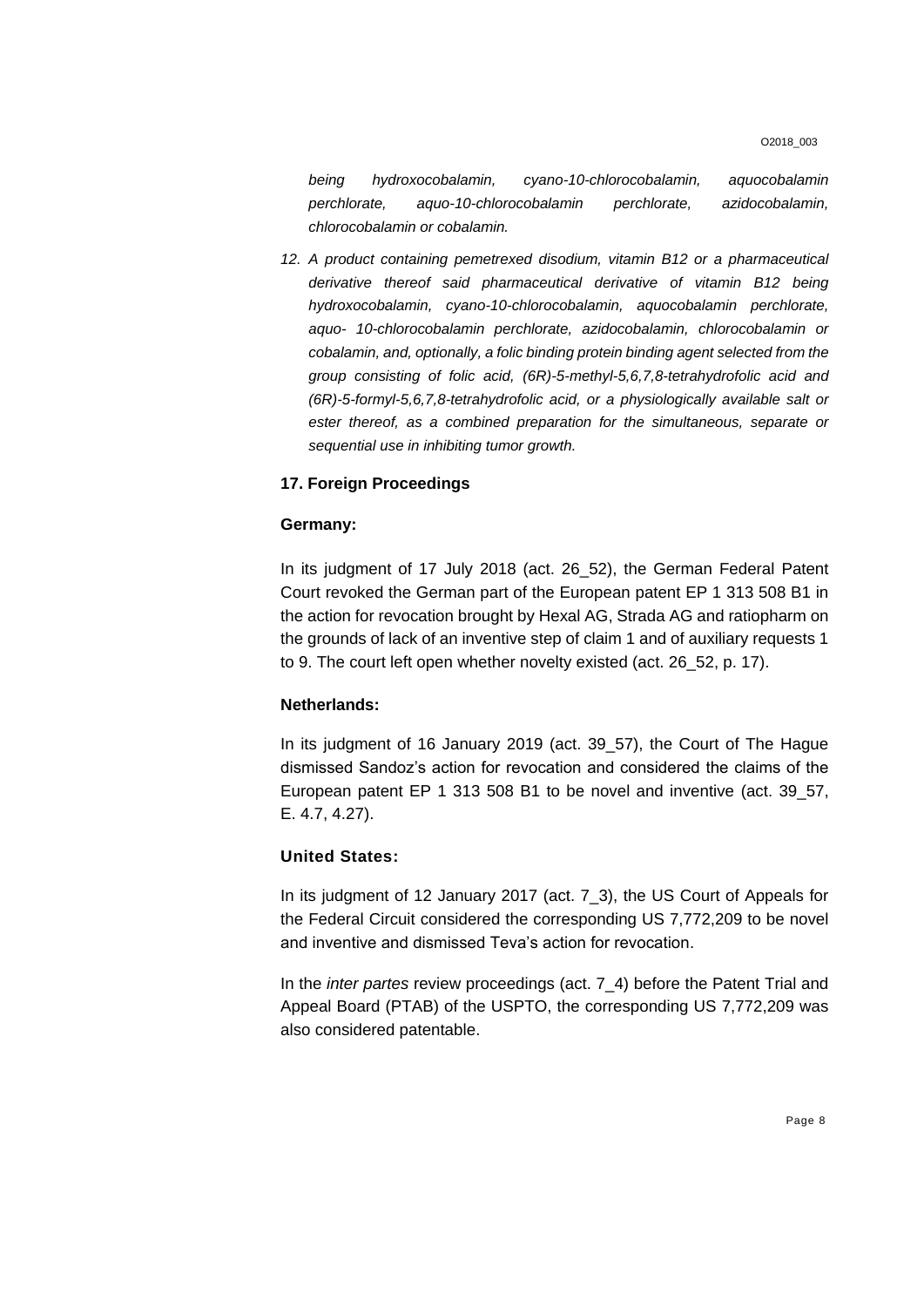*being hydroxocobalamin, cyano-10-chlorocobalamin, aquocobalamin perchlorate, aquo-10-chlorocobalamin perchlorate, azidocobalamin, chlorocobalamin or cobalamin.*

12. *A product containing pemetrexed disodium, vitamin B12 or a pharmaceutical derivative thereof said pharmaceutical derivative of vitamin B12 being hydroxocobalamin, cyano-10-chlorocobalamin, aquocobalamin perchlorate, aquo- 10-chlorocobalamin perchlorate, azidocobalamin, chlorocobalamin or cobalamin, and, optionally, a folic binding protein binding agent selected from the group consisting of folic acid, (6R)-5-methyl-5,6,7,8-tetrahydrofolic acid and (6R)-5-formyl-5,6,7,8-tetrahydrofolic acid, or a physiologically available salt or ester thereof, as a combined preparation for the simultaneous, separate or sequential use in inhibiting tumor growth.*

### 17. Foreign Proceedings

**Germany:**

In its judgment of 17 July 2018 (act. 26_52), the German Federal Patent Court revoked the German part of the European patent EP 1 313 508 B1 in the action for revocation brought by Hexal AG, Strada AG and ratiopharm on the grounds of lack of an inventive step of claim 1 and of auxiliary requests 1 to 9. The court left open whether novelty existed (act. 26_52, p. 17).

**Netherlands:**

In its judgment of 16 January 2019 (act. 39_57), the Court of The Hague dismissed Sandoz's action for revocation and considered the claims of the European patent EP 1 313 508 B1 to be novel and inventive (act. 39_57, E. 4.7, 4.27).

**United States:**

In its judgment of 12 January 2017 (act. 7_3), the US Court of Appeals for the Federal Circuit considered the corresponding US 7,772,209 to be novel and inventive and dismissed Teva's action for revocation.

In the *inter partes* review proceedings (act. 7_4) before the Patent Trial and Appeal Board (PTAB) of the USPTO, the corresponding US 7,772,209 was also considered patentable.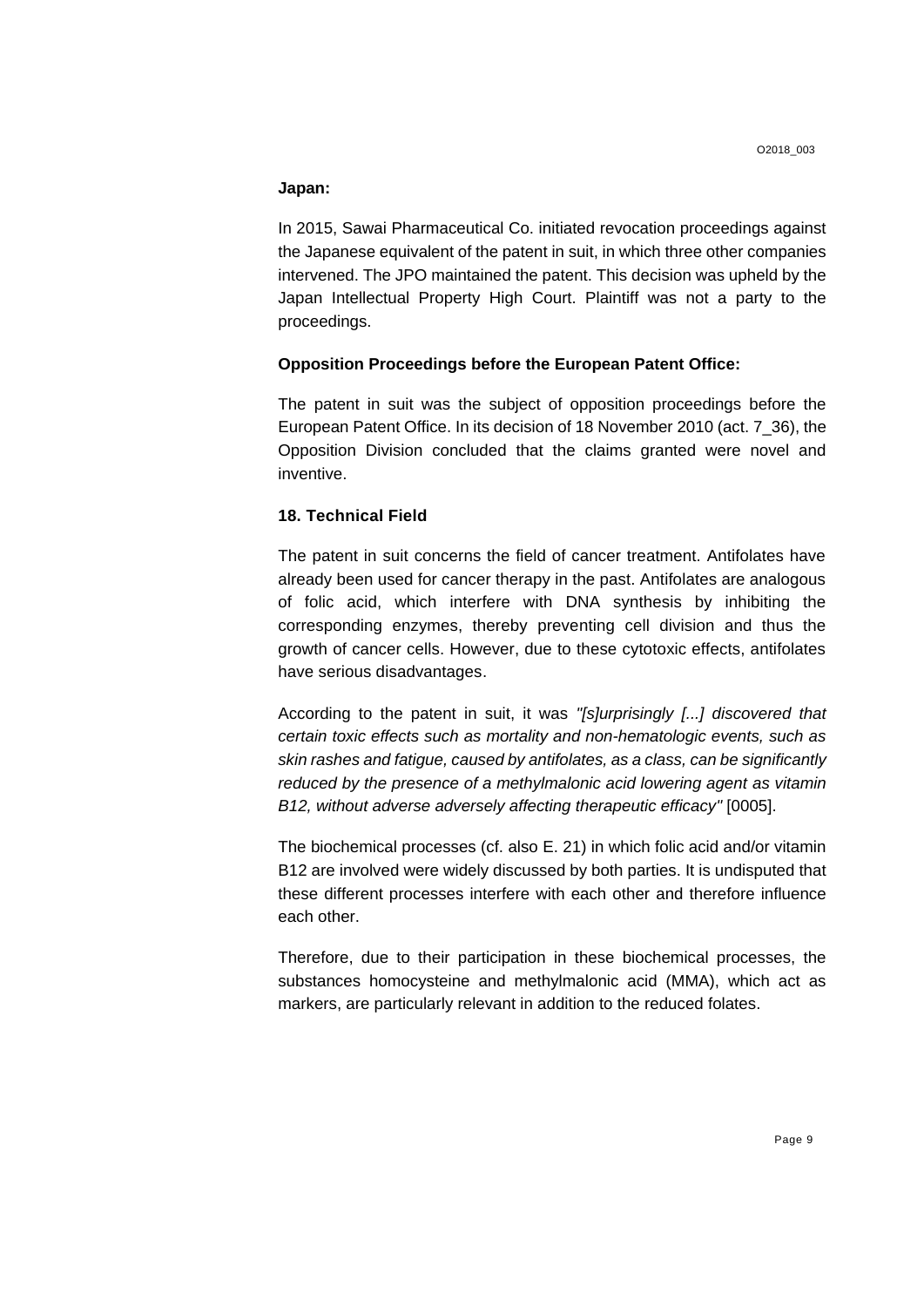**Japan:**

In 2015, Sawai Pharmaceutical Co. initiated revocation proceedings against the Japanese equivalent of the patent in suit, in which three other companies intervened. The JPO maintained the patent. This decision was upheld by the Japan Intellectual Property High Court. Plaintiff was not a party to the proceedings.

**Opposition Proceedings before the European Patent Office:**

The patent in suit was the subject of opposition proceedings before the European Patent Office. In its decision of 18 November 2010 (act. 7_36), the Opposition Division concluded that the claims granted were novel and inventive.

**18. Technical Field**

The patent in suit concerns the field of cancer treatment. Antifolates have already been used for cancer therapy in the past. Antifolates are analogous of folic acid, which interfere with DNA synthesis by inhibiting the corresponding enzymes, thereby preventing cell division and thus the growth of cancer cells. However, due to these cytotoxic effects, antifolates have serious disadvantages.

According to the patent in suit, it was *"[s]urprisingly [...] discovered that certain toxic effects such as mortality and non-hematologic events, such as skin rashes and fatigue, caused by antifolates, as a class, can be significantly reduced by the presence of a methylmalonic acid lowering agent as vitamin B12, without adverse adversely affecting therapeutic efficacy"* [0005].

The biochemical processes (cf. also E. 21) in which folic acid and/or vitamin B12 are involved were widely discussed by both parties. It is undisputed that these different processes interfere with each other and therefore influence each other.

Therefore, due to their participation in these biochemical processes, the substances homocysteine and methylmalonic acid (MMA), which act as markers, are particularly relevant in addition to the reduced folates.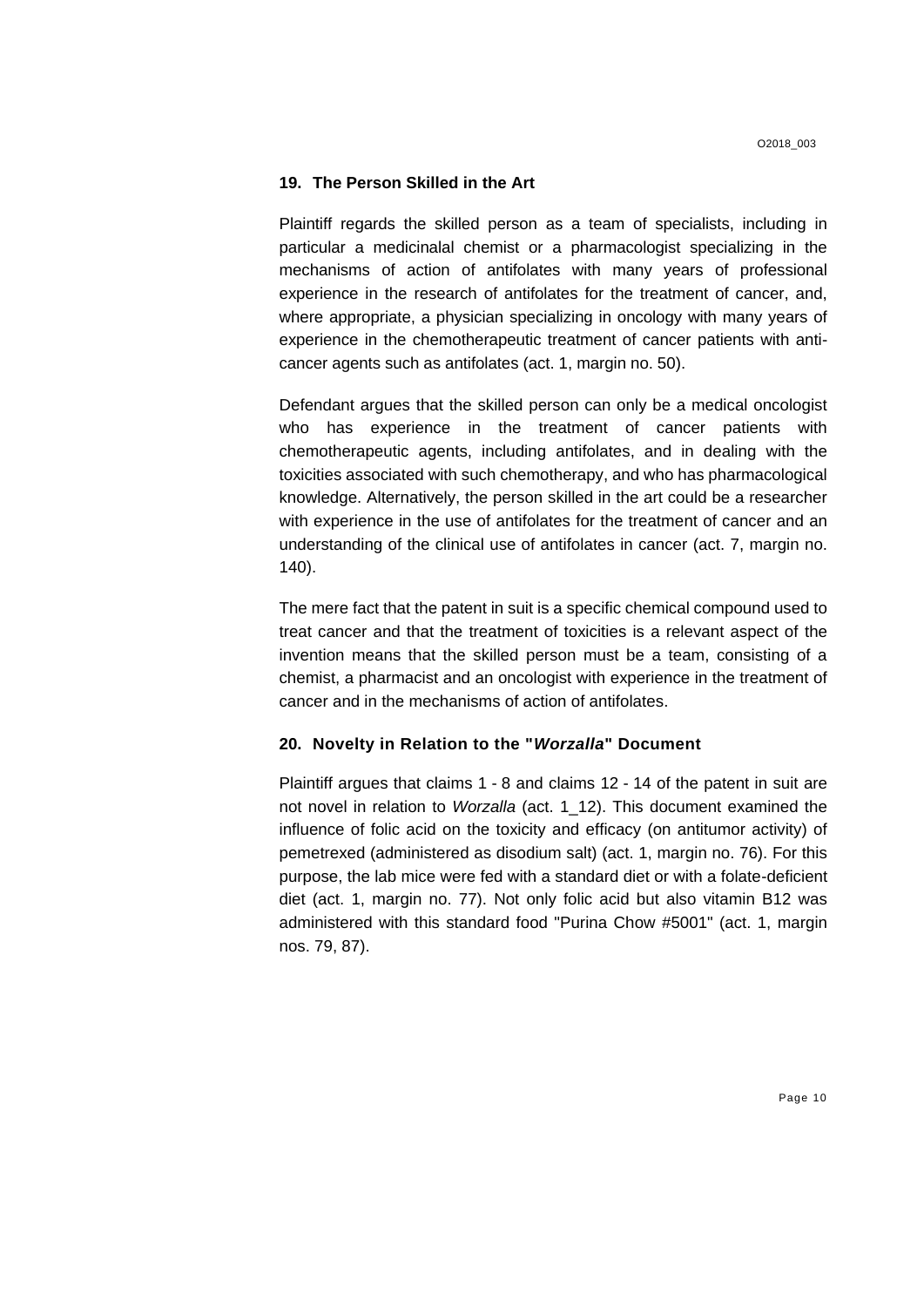## 19. The Person Skilled in the Art

Plaintiff regards the skilled person as a team of specialists, including in particular a medicinalal chemist or a pharmacologist specializing in the mechanisms of action of antifolates with many years of professional experience in the research of antifolates for the treatment of cancer, and, where appropriate, a physician specializing in oncology with many years of experience in the chemotherapeutic treatment of cancer patients with anti-cancer agents such as antifolates (act. 1, margin no. 50).

Defendant argues that the skilled person can only be a medical oncologist who has experience in the treatment of cancer patients with chemotherapeutic agents, including antifolates, and in dealing with the toxicities associated with such chemotherapy, and who has pharmacological knowledge. Alternatively, the person skilled in the art could be a researcher with experience in the use of antifolates for the treatment of cancer and an understanding of the clinical use of antifolates in cancer (act. 7, margin no. 140).

The mere fact that the patent in suit is a specific chemical compound used to treat cancer and that the treatment of toxicities is a relevant aspect of the invention means that the skilled person must be a team, consisting of a chemist, a pharmacist and an oncologist with experience in the treatment of cancer and in the mechanisms of action of antifolates.

## 20. Novelty in Relation to the "*Worzalla*" Document

Plaintiff argues that claims 1 - 8 and claims 12 - 14 of the patent in suit are not novel in relation to *Worzalla* (act. 1_12). This document examined the influence of folic acid on the toxicity and efficacy (on antitumor activity) of pemetrexed (administered as disodium salt) (act. 1, margin no. 76). For this purpose, the lab mice were fed with a standard diet or with a folate-deficient diet (act. 1, margin no. 77). Not only folic acid but also vitamin B12 was administered with this standard food "Purina Chow #5001" (act. 1, margin nos. 79, 87).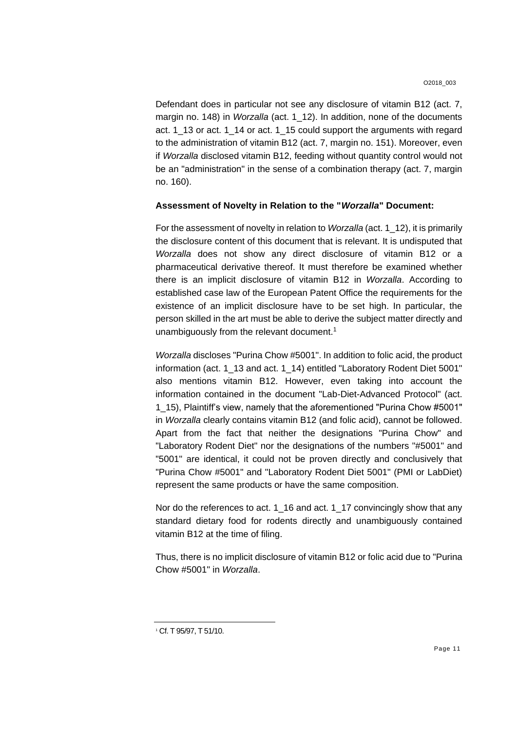Defendant does in particular not see any disclosure of vitamin B12 (act. 7, margin no. 148) in *Worzalla* (act. 1_12). In addition, none of the documents act. 1_13 or act. 1_14 or act. 1_15 could support the arguments with regard to the administration of vitamin B12 (act. 7, margin no. 151). Moreover, even if *Worzalla* disclosed vitamin B12, feeding without quantity control would not be an "administration" in the sense of a combination therapy (act. 7, margin no. 160).

**Assessment of Novelty in Relation to the "*Worzalla*" Document:**

For the assessment of novelty in relation to *Worzalla* (act. 1_12), it is primarily the disclosure content of this document that is relevant. It is undisputed that *Worzalla* does not show any direct disclosure of vitamin B12 or a pharmaceutical derivative thereof. It must therefore be examined whether there is an implicit disclosure of vitamin B12 in *Worzalla*. According to established case law of the European Patent Office the requirements for the existence of an implicit disclosure have to be set high. In particular, the person skilled in the art must be able to derive the subject matter directly and unambiguously from the relevant document.[1]

*Worzalla* discloses "Purina Chow #5001". In addition to folic acid, the product information (act. 1_13 and act. 1_14) entitled "Laboratory Rodent Diet 5001" also mentions vitamin B12. However, even taking into account the information contained in the document "Lab-Diet-Advanced Protocol" (act. 1_15), Plaintiff's view, namely that the aforementioned "Purina Chow #5001" in *Worzalla* clearly contains vitamin B12 (and folic acid), cannot be followed. Apart from the fact that neither the designations "Purina Chow" and "Laboratory Rodent Diet" nor the designations of the numbers "#5001" and "5001" are identical, it could not be proven directly and conclusively that "Purina Chow #5001" and "Laboratory Rodent Diet 5001" (PMI or LabDiet) represent the same products or have the same composition.

Nor do the references to act. 1_16 and act. 1_17 convincingly show that any standard dietary food for rodents directly and unambiguously contained vitamin B12 at the time of filing.

Thus, there is no implicit disclosure of vitamin B12 or folic acid due to "Purina Chow #5001" in *Worzalla*.

---

[1] Cf. T 95/97, T 51/10.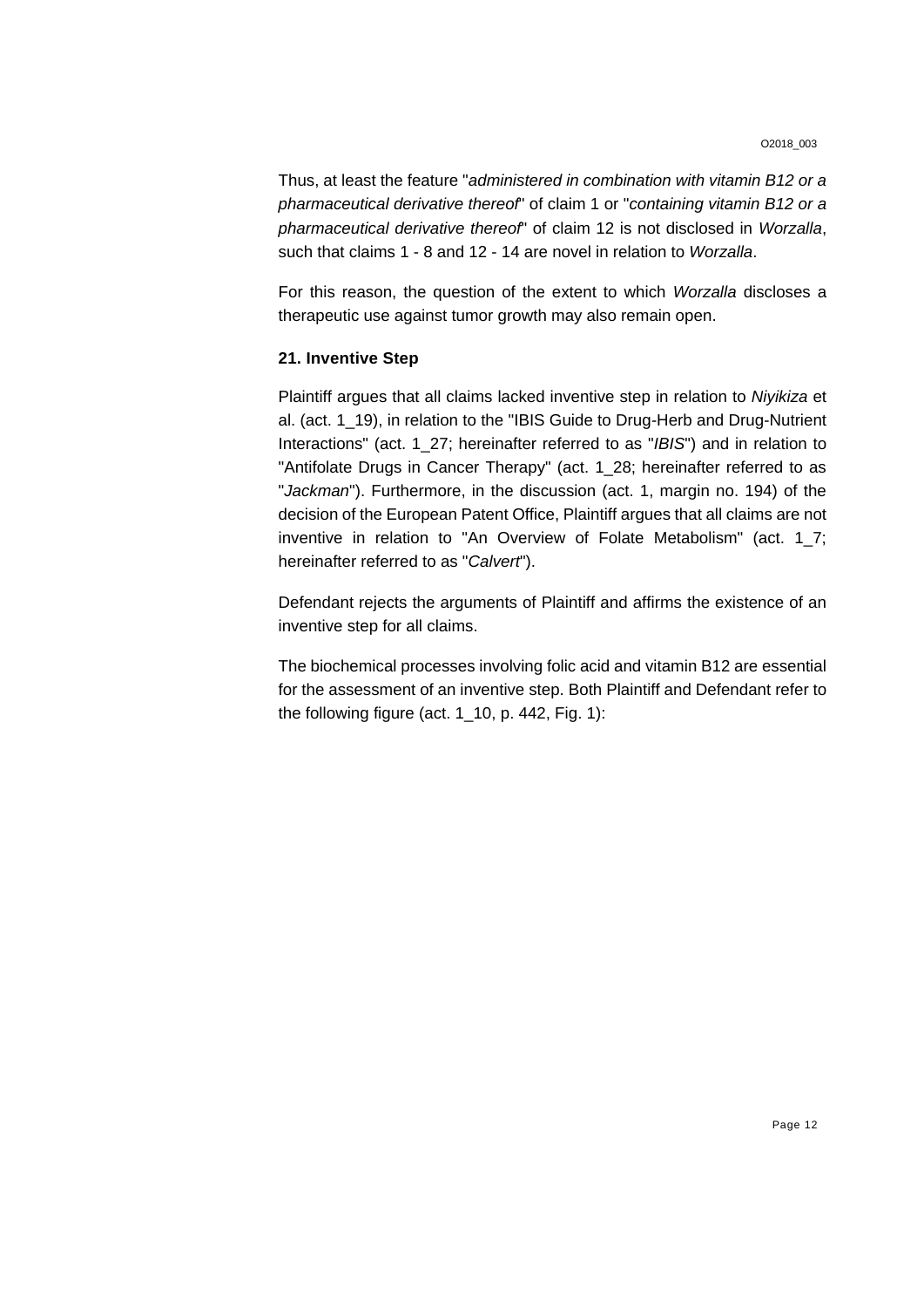Thus, at least the feature "*administered in combination with vitamin B12 or a pharmaceutical derivative thereof*" of claim 1 or "*containing vitamin B12 or a pharmaceutical derivative thereof*" of claim 12 is not disclosed in *Worzalla*, such that claims 1 - 8 and 12 - 14 are novel in relation to *Worzalla*.

For this reason, the question of the extent to which *Worzalla* discloses a therapeutic use against tumor growth may also remain open.

**21. Inventive Step**

Plaintiff argues that all claims lacked inventive step in relation to *Niyikiza* et al. (act. 1_19), in relation to the "IBIS Guide to Drug-Herb and Drug-Nutrient Interactions" (act. 1_27; hereinafter referred to as "*IBIS*") and in relation to "Antifolate Drugs in Cancer Therapy" (act. 1_28; hereinafter referred to as "*Jackman*"). Furthermore, in the discussion (act. 1, margin no. 194) of the decision of the European Patent Office, Plaintiff argues that all claims are not inventive in relation to "An Overview of Folate Metabolism" (act. 1_7; hereinafter referred to as "*Calvert*").

Defendant rejects the arguments of Plaintiff and affirms the existence of an inventive step for all claims.

The biochemical processes involving folic acid and vitamin B12 are essential for the assessment of an inventive step. Both Plaintiff and Defendant refer to the following figure (act. 1_10, p. 442, Fig. 1):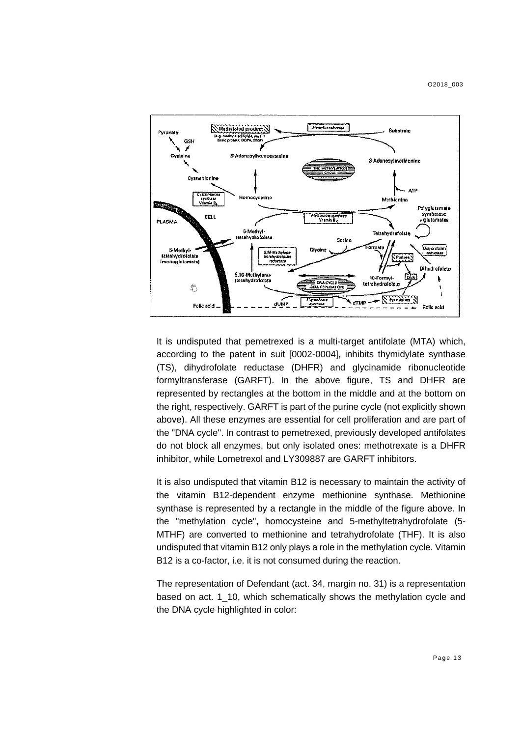It is undisputed that pemetrexed is a multi-target antifolate (MTA) which, according to the patent in suit [0002-0004], inhibits thymidylate synthase (TS), dihydrofolate reductase (DHFR) and glycinamide ribonucleotide formyltransferase (GARFT). In the above figure, TS and DHFR are represented by rectangles at the bottom in the middle and at the bottom on the right, respectively. GARFT is part of the purine cycle (not explicitly shown above). All these enzymes are essential for cell proliferation and are part of the "DNA cycle". In contrast to pemetrexed, previously developed antifolates do not block all enzymes, but only isolated ones: methotrexate is a DHFR inhibitor, while Lometrexol and LY309887 are GARFT inhibitors.

It is also undisputed that vitamin B12 is necessary to maintain the activity of the vitamin B12-dependent enzyme methionine synthase. Methionine synthase is represented by a rectangle in the middle of the figure above. In the "methylation cycle", homocysteine and 5-methyltetrahydrofolate (5-MTHF) are converted to methionine and tetrahydrofolate (THF). It is also undisputed that vitamin B12 only plays a role in the methylation cycle. Vitamin B12 is a co-factor, i.e. it is not consumed during the reaction.

The representation of Defendant (act. 34, margin no. 31) is a representation based on act. 1_10, which schematically shows the methylation cycle and the DNA cycle highlighted in color: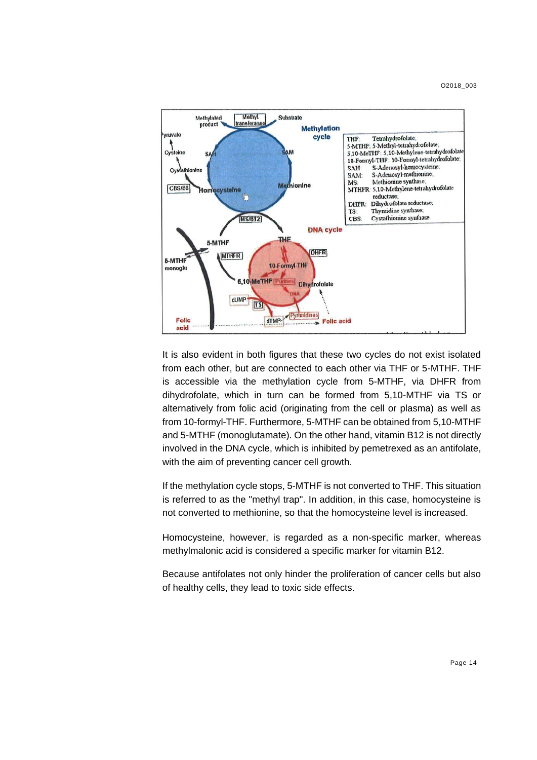It is also evident in both figures that these two cycles do not exist isolated from each other, but are connected to each other via THF or 5-MTHF. THF is accessible via the methylation cycle from 5-MTHF, via DHFR from dihydrofolate, which in turn can be formed from 5,10-MTHF via TS or alternatively from folic acid (originating from the cell or plasma) as well as from 10-formyl-THF. Furthermore, 5-MTHF can be obtained from 5,10-MTHF and 5-MTHF (monoglutamate). On the other hand, vitamin B12 is not directly involved in the DNA cycle, which is inhibited by pemetrexed as an antifolate, with the aim of preventing cancer cell growth.

If the methylation cycle stops, 5-MTHF is not converted to THF. This situation is referred to as the "methyl trap". In addition, in this case, homocysteine is not converted to methionine, so that the homocysteine level is increased.

Homocysteine, however, is regarded as a non-specific marker, whereas methylmalonic acid is considered a specific marker for vitamin B12.

Because antifolates not only hinder the proliferation of cancer cells but also of healthy cells, they lead to toxic side effects.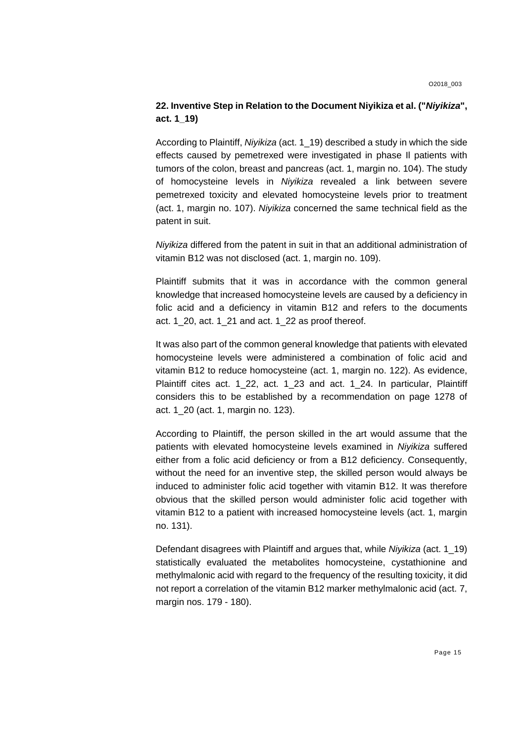## 22. Inventive Step in Relation to the Document Niyikiza et al. ("*Niyikiza*", act. 1_19)

According to Plaintiff, *Niyikiza* (act. 1_19) described a study in which the side effects caused by pemetrexed were investigated in phase II patients with tumors of the colon, breast and pancreas (act. 1, margin no. 104). The study of homocysteine levels in *Niyikiza* revealed a link between severe pemetrexed toxicity and elevated homocysteine levels prior to treatment (act. 1, margin no. 107). *Niyikiza* concerned the same technical field as the patent in suit.

*Niyikiza* differed from the patent in suit in that an additional administration of vitamin B12 was not disclosed (act. 1, margin no. 109).

Plaintiff submits that it was in accordance with the common general knowledge that increased homocysteine levels are caused by a deficiency in folic acid and a deficiency in vitamin B12 and refers to the documents act. 1_20, act. 1_21 and act. 1_22 as proof thereof.

It was also part of the common general knowledge that patients with elevated homocysteine levels were administered a combination of folic acid and vitamin B12 to reduce homocysteine (act. 1, margin no. 122). As evidence, Plaintiff cites act. 1_22, act. 1_23 and act. 1_24. In particular, Plaintiff considers this to be established by a recommendation on page 1278 of act. 1_20 (act. 1, margin no. 123).

According to Plaintiff, the person skilled in the art would assume that the patients with elevated homocysteine levels examined in *Niyikiza* suffered either from a folic acid deficiency or from a B12 deficiency. Consequently, without the need for an inventive step, the skilled person would always be induced to administer folic acid together with vitamin B12. It was therefore obvious that the skilled person would administer folic acid together with vitamin B12 to a patient with increased homocysteine levels (act. 1, margin no. 131).

Defendant disagrees with Plaintiff and argues that, while *Niyikiza* (act. 1_19) statistically evaluated the metabolites homocysteine, cystathionine and methylmalonic acid with regard to the frequency of the resulting toxicity, it did not report a correlation of the vitamin B12 marker methylmalonic acid (act. 7, margin nos. 179 - 180).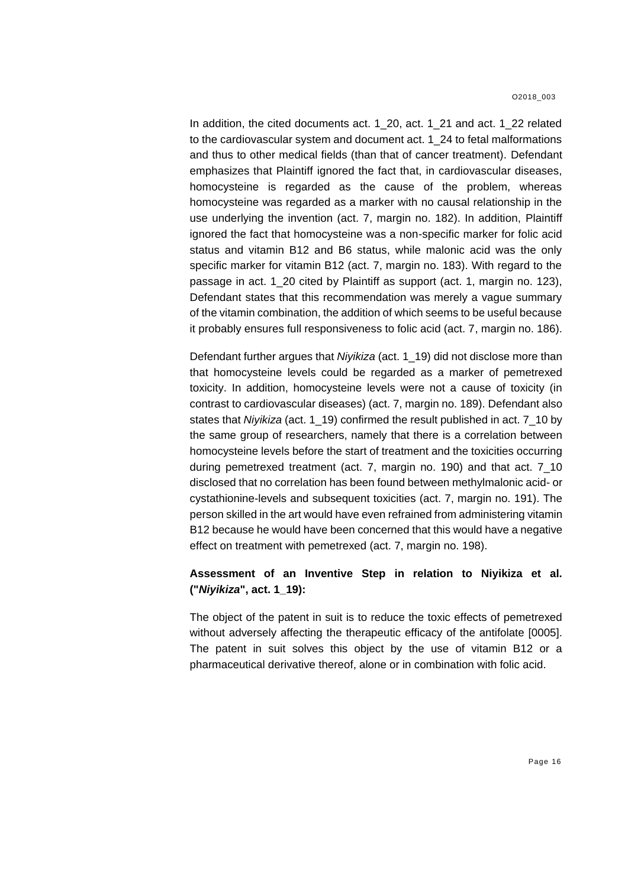In addition, the cited documents act. 1_20, act. 1_21 and act. 1_22 related to the cardiovascular system and document act. 1_24 to fetal malformations and thus to other medical fields (than that of cancer treatment). Defendant emphasizes that Plaintiff ignored the fact that, in cardiovascular diseases, homocysteine is regarded as the cause of the problem, whereas homocysteine was regarded as a marker with no causal relationship in the use underlying the invention (act. 7, margin no. 182). In addition, Plaintiff ignored the fact that homocysteine was a non-specific marker for folic acid status and vitamin B12 and B6 status, while malonic acid was the only specific marker for vitamin B12 (act. 7, margin no. 183). With regard to the passage in act. 1_20 cited by Plaintiff as support (act. 1, margin no. 123), Defendant states that this recommendation was merely a vague summary of the vitamin combination, the addition of which seems to be useful because it probably ensures full responsiveness to folic acid (act. 7, margin no. 186).

Defendant further argues that *Niyikiza* (act. 1_19) did not disclose more than that homocysteine levels could be regarded as a marker of pemetrexed toxicity. In addition, homocysteine levels were not a cause of toxicity (in contrast to cardiovascular diseases) (act. 7, margin no. 189). Defendant also states that *Niyikiza* (act. 1_19) confirmed the result published in act. 7_10 by the same group of researchers, namely that there is a correlation between homocysteine levels before the start of treatment and the toxicities occurring during pemetrexed treatment (act. 7, margin no. 190) and that act. 7_10 disclosed that no correlation has been found between methylmalonic acid- or cystathionine-levels and subsequent toxicities (act. 7, margin no. 191). The person skilled in the art would have even refrained from administering vitamin B12 because he would have been concerned that this would have a negative effect on treatment with pemetrexed (act. 7, margin no. 198).

**Assessment of an Inventive Step in relation to Niyikiza et al. ("*Niyikiza*", act. 1_19):**

The object of the patent in suit is to reduce the toxic effects of pemetrexed without adversely affecting the therapeutic efficacy of the antifolate [0005]. The patent in suit solves this object by the use of vitamin B12 or a pharmaceutical derivative thereof, alone or in combination with folic acid.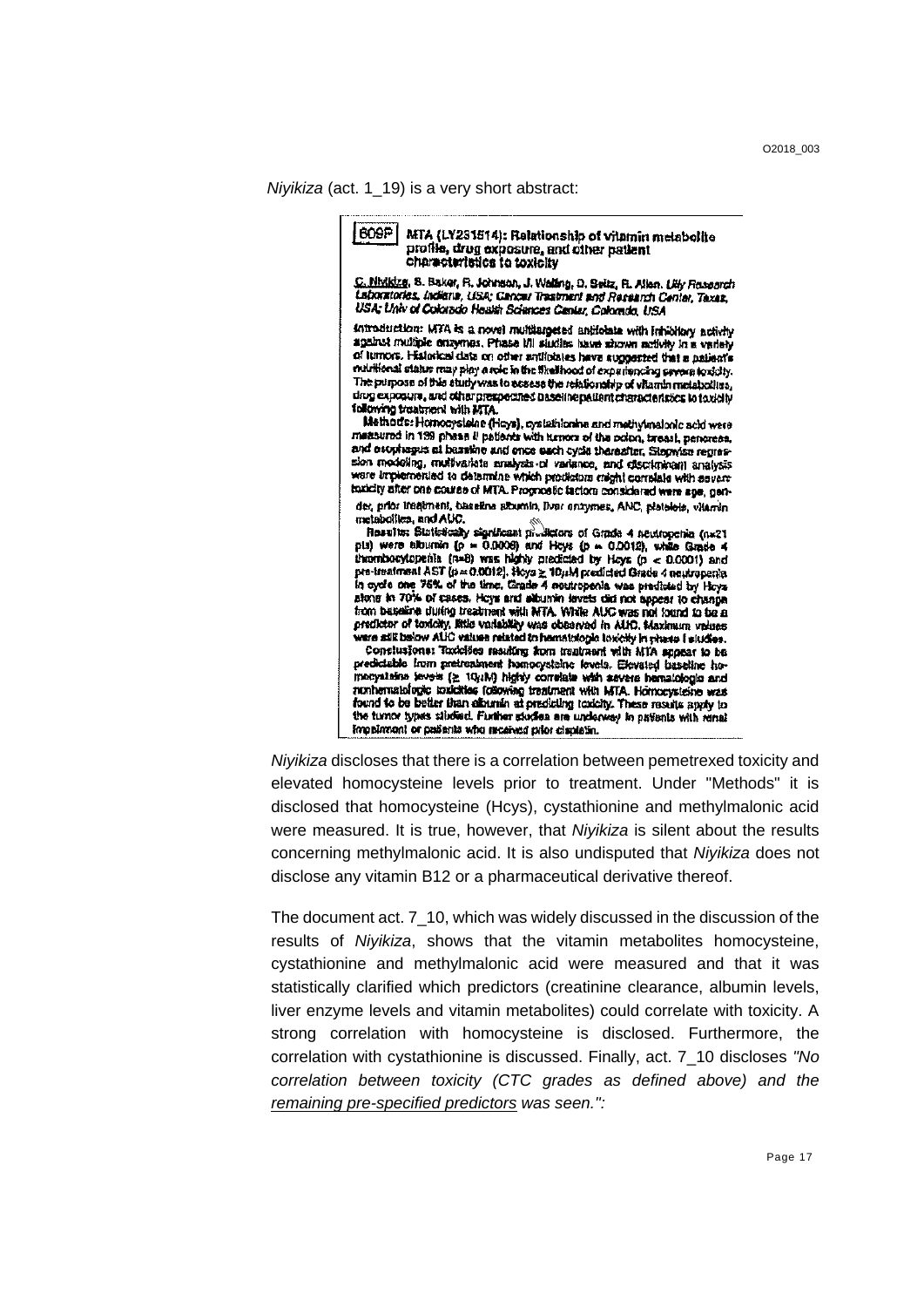*Niyikiza* (act. 1_19) is a very short abstract:

> **609P** **MTA (LY231514): Relationship of vitamin metabolite profile, drug exposure, and other patient characteristics to toxicity**
>
> C. Niyikiza, S. Baker, R. Johnson, J. Walling, D. Seitz, R. Allen. *Lilly Research Laboratories, Indiana, USA; Cancer Treatment and Research Center, Texas, USA; Univ of Colorado Health Sciences Center, Colorado, USA*
>
> **Introduction:** MTA is a novel multitargeted antifolate with inhibitory activity against multiple enzymes. Phase I/II studies have shown activity in a variety of tumors. Historical data on other antifolates have suggested that a patient's nutritional status may play a role in the likelihood of experiencing severe toxicity. The purpose of this study was to assess the relationship of vitamin metabolites, drug exposure, and other prespecified baseline patient characteristics to toxicity following treatment with MTA.
>
> **Methods:** Homocysteine (Hcys), cystathionine and methylmalonic acid were measured in 139 phase II patients with tumors of the colon, breast, pancreas, and esophagus at baseline and once each cycle thereafter. Stepwise regression modeling, multivariate analysis of variance, and discriminant analysis were implemented to determine which predictors might correlate with severe toxicity after one course of MTA. Prognostic factors considered were age, gender, prior treatment, baseline albumin, liver enzymes, ANC, platelets, vitamin metabolites, and AUC.
>
> **Results:** Statistically significant predictors of Grade 4 neutropenia (n=21 pts) were albumin ($p = 0.0008$) and Hcys ($p = 0.0012$), while Grade 4 thrombocytopenia (n=8) was highly predicted by Hcys ($p < 0.0001$) and pre-treatment AST ($p = 0.0012$). Hcys ≥ 10µM predicted Grade 4 neutropenia in cycle one 75% of the time. Grade 4 neutropenia was predicted by Hcys alone in 70% of cases. Hcys and albumin levels did not appear to change from baseline during treatment with MTA. While AUC was not found to be a predictor of toxicity, little variability was observed in AUC. Maximum values were still below AUC values related to hematologic toxicity in phase I studies.
>
> **Conclusions:** Toxicities resulting from treatment with MTA appear to be predictable from pretreatment homocysteine levels. Elevated baseline homocysteine levels (≥ 10µM) highly correlate with severe hematologic and nonhematologic toxicities following treatment with MTA. Homocysteine was found to be better than albumin at predicting toxicity. These results apply to the tumor types studied. Further studies are underway in patients with renal impairment or patients who received prior cisplatin.

*Niyikiza* discloses that there is a correlation between pemetrexed toxicity and elevated homocysteine levels prior to treatment. Under "Methods" it is disclosed that homocysteine (Hcys), cystathionine and methylmalonic acid were measured. It is true, however, that *Niyikiza* is silent about the results concerning methylmalonic acid. It is also undisputed that *Niyikiza* does not disclose any vitamin B12 or a pharmaceutical derivative thereof.

The document act. 7_10, which was widely discussed in the discussion of the results of *Niyikiza*, shows that the vitamin metabolites homocysteine, cystathionine and methylmalonic acid were measured and that it was statistically clarified which predictors (creatinine clearance, albumin levels, liver enzyme levels and vitamin metabolites) could correlate with toxicity. A strong correlation with homocysteine is disclosed. Furthermore, the correlation with cystathionine is discussed. Finally, act. 7_10 discloses *"No correlation between toxicity (CTC grades as defined above) and the <u>remaining pre-specified predictors</u> was seen.":*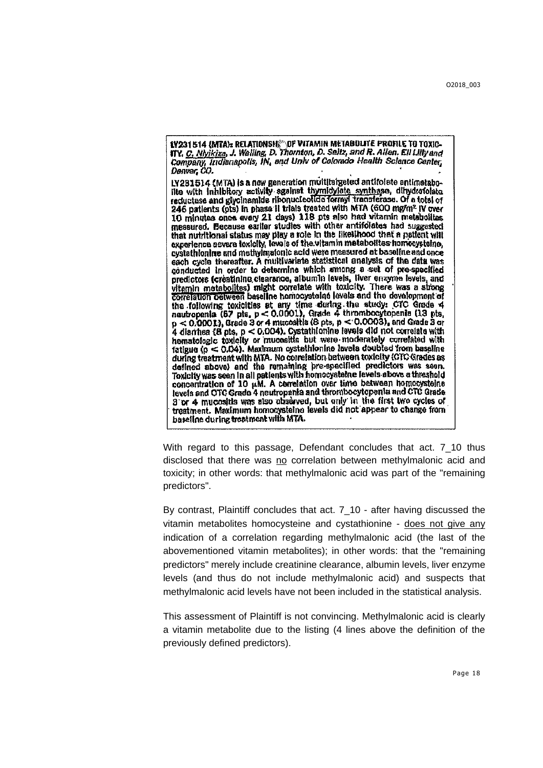**LY231514 (MTA): RELATIONSHIP OF VITAMIN METABOLITE PROFILE TO TOXICITY.** *C. Niyikiza, J. Walling, D. Thornton, D. Seitz, and R. Allen. Eli Lilly and Company, Indianapolis, IN, and Univ of Colorado Health Science Center, Denver, CO.*

LY231514 (MTA) is a new generation multitargeted antifolate antimetabolite with inhibitory activity against thymidylate synthase, dihydrofolate reductase and glycinamide ribonucleotide formyl transferase. Of a total of 246 patients (pts) in phase II trials treated with MTA (600 mg/m² IV over 10 minutes once every 21 days) 118 pts also had vitamin metabolites measured. Because earlier studies with other antifolates had suggested that nutritional status may play a role in the likelihood that a patient will experience severe toxicity, levels of the vitamin metabolites homocysteine, cystathionine and methylmalonic acid were measured at baseline and once each cycle thereafter. A multivariate statistical analysis of the data was conducted in order to determine which among a set of pre-specified predictors (creatinine clearance, albumin levels, liver enzyme levels, and vitamin metabolites) might correlate with toxicity. There was a strong correlation between baseline homocysteine levels and the development of the following toxicities at any time during the study: CTC Grade 4 neutropenia (67 pts, $p < 0.0001$), Grade 4 thrombocytopenia (13 pts, $p < 0.0001$), Grade 3 or 4 mucositis (8 pts, $p < 0.0003$), and Grade 3 or 4 diarrhea (8 pts, $p < 0.004$). Cystathionine levels did not correlate with hematologic toxicity or mucositis but were moderately correlated with fatigue ($p < 0.04$). Maximum cystathionine levels doubled from baseline during treatment with MTA. No correlation between toxicity (CTC Grades as defined above) and the remaining pre-specified predictors was seen. Toxicity was seen in all patients with homocysteine levels above a threshold concentration of 10 µM. A correlation over time between homocysteine levels and CTC Grade 4 neutropenia and thrombocytopenia and CTC Grade 3 or 4 mucositis was also observed, but only in the first two cycles of treatment. Maximum homocysteine levels did not appear to change from baseline during treatment with MTA.

With regard to this passage, Defendant concludes that act. 7_10 thus disclosed that there was no correlation between methylmalonic acid and toxicity; in other words: that methylmalonic acid was part of the "remaining predictors".

By contrast, Plaintiff concludes that act. 7_10 - after having discussed the vitamin metabolites homocysteine and cystathionine - does not give any indication of a correlation regarding methylmalonic acid (the last of the abovementioned vitamin metabolites); in other words: that the "remaining predictors" merely include creatinine clearance, albumin levels, liver enzyme levels (and thus do not include methylmalonic acid) and suspects that methylmalonic acid levels have not been included in the statistical analysis.

This assessment of Plaintiff is not convincing. Methylmalonic acid is clearly a vitamin metabolite due to the listing (4 lines above the definition of the previously defined predictors).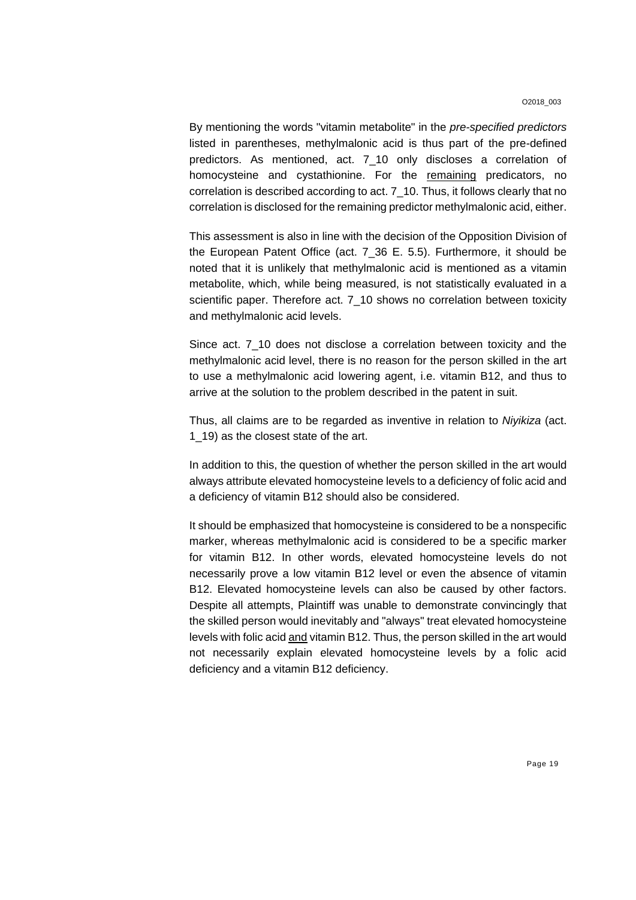By mentioning the words "vitamin metabolite" in the *pre-specified predictors* listed in parentheses, methylmalonic acid is thus part of the pre-defined predictors. As mentioned, act. 7_10 only discloses a correlation of homocysteine and cystathionine. For the remaining predicators, no correlation is described according to act. 7_10. Thus, it follows clearly that no correlation is disclosed for the remaining predictor methylmalonic acid, either.

This assessment is also in line with the decision of the Opposition Division of the European Patent Office (act. 7_36 E. 5.5). Furthermore, it should be noted that it is unlikely that methylmalonic acid is mentioned as a vitamin metabolite, which, while being measured, is not statistically evaluated in a scientific paper. Therefore act. 7_10 shows no correlation between toxicity and methylmalonic acid levels.

Since act. 7_10 does not disclose a correlation between toxicity and the methylmalonic acid level, there is no reason for the person skilled in the art to use a methylmalonic acid lowering agent, i.e. vitamin B12, and thus to arrive at the solution to the problem described in the patent in suit.

Thus, all claims are to be regarded as inventive in relation to *Niyikiza* (act. 1_19) as the closest state of the art.

In addition to this, the question of whether the person skilled in the art would always attribute elevated homocysteine levels to a deficiency of folic acid and a deficiency of vitamin B12 should also be considered.

It should be emphasized that homocysteine is considered to be a nonspecific marker, whereas methylmalonic acid is considered to be a specific marker for vitamin B12. In other words, elevated homocysteine levels do not necessarily prove a low vitamin B12 level or even the absence of vitamin B12. Elevated homocysteine levels can also be caused by other factors. Despite all attempts, Plaintiff was unable to demonstrate convincingly that the skilled person would inevitably and "always" treat elevated homocysteine levels with folic acid and vitamin B12. Thus, the person skilled in the art would not necessarily explain elevated homocysteine levels by a folic acid deficiency and a vitamin B12 deficiency.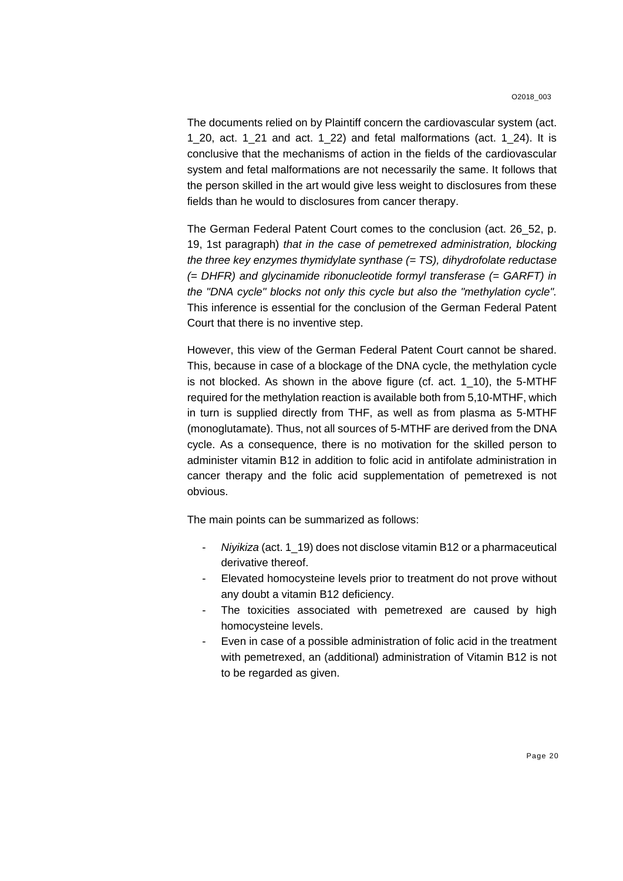The documents relied on by Plaintiff concern the cardiovascular system (act. 1_20, act. 1_21 and act. 1_22) and fetal malformations (act. 1_24). It is conclusive that the mechanisms of action in the fields of the cardiovascular system and fetal malformations are not necessarily the same. It follows that the person skilled in the art would give less weight to disclosures from these fields than he would to disclosures from cancer therapy.

The German Federal Patent Court comes to the conclusion (act. 26_52, p. 19, 1st paragraph) *that in the case of pemetrexed administration, blocking the three key enzymes thymidylate synthase (= TS), dihydrofolate reductase (= DHFR) and glycinamide ribonucleotide formyl transferase (= GARFT) in the "DNA cycle" blocks not only this cycle but also the "methylation cycle".* This inference is essential for the conclusion of the German Federal Patent Court that there is no inventive step.

However, this view of the German Federal Patent Court cannot be shared. This, because in case of a blockage of the DNA cycle, the methylation cycle is not blocked. As shown in the above figure (cf. act. 1_10), the 5-MTHF required for the methylation reaction is available both from 5,10-MTHF, which in turn is supplied directly from THF, as well as from plasma as 5-MTHF (monoglutamate). Thus, not all sources of 5-MTHF are derived from the DNA cycle. As a consequence, there is no motivation for the skilled person to administer vitamin B12 in addition to folic acid in antifolate administration in cancer therapy and the folic acid supplementation of pemetrexed is not obvious.

The main points can be summarized as follows:

- *Niyikiza* (act. 1_19) does not disclose vitamin B12 or a pharmaceutical derivative thereof.
- Elevated homocysteine levels prior to treatment do not prove without any doubt a vitamin B12 deficiency.
- The toxicities associated with pemetrexed are caused by high homocysteine levels.
- Even in case of a possible administration of folic acid in the treatment with pemetrexed, an (additional) administration of Vitamin B12 is not to be regarded as given.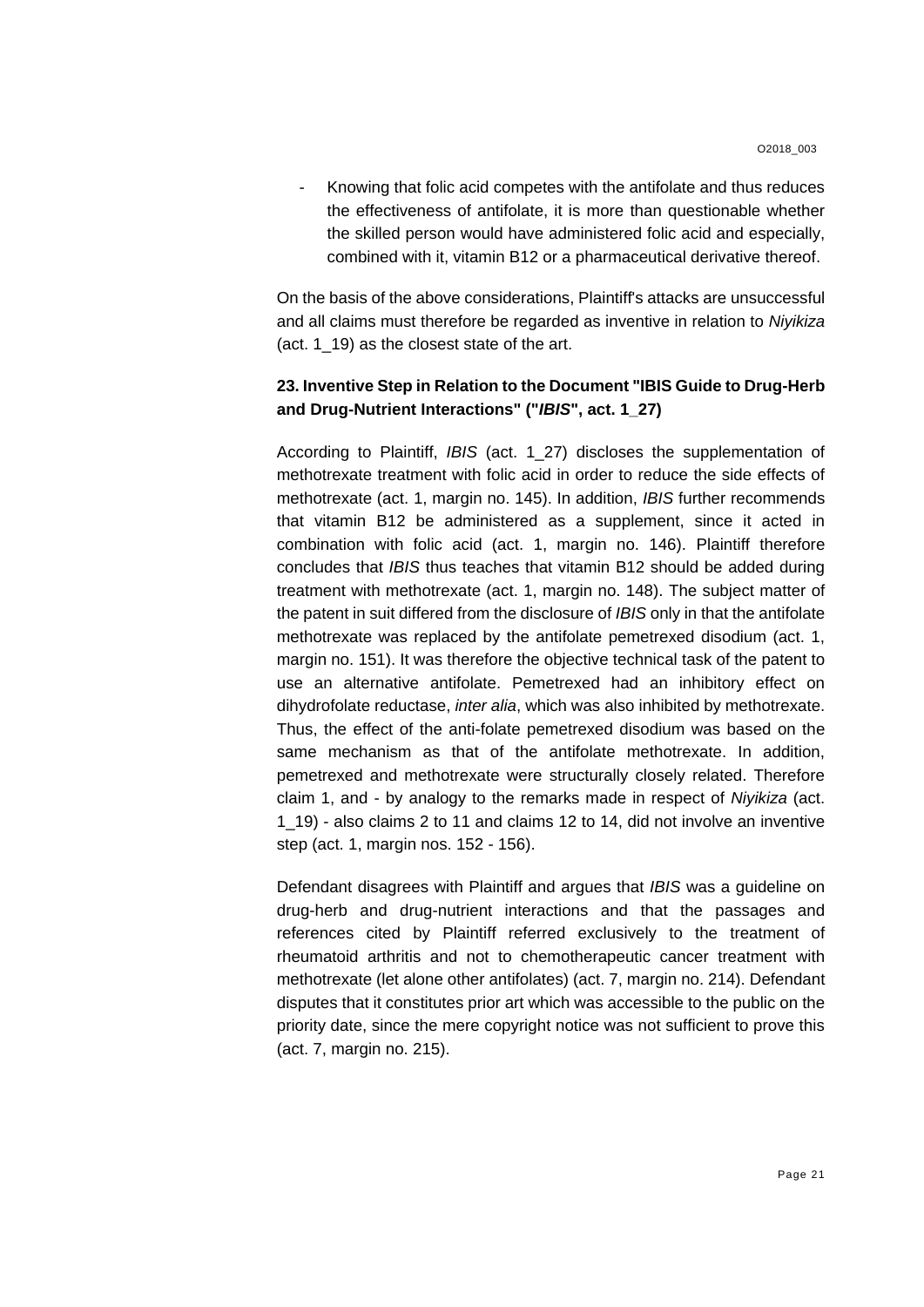- Knowing that folic acid competes with the antifolate and thus reduces the effectiveness of antifolate, it is more than questionable whether the skilled person would have administered folic acid and especially, combined with it, vitamin B12 or a pharmaceutical derivative thereof.

On the basis of the above considerations, Plaintiff's attacks are unsuccessful and all claims must therefore be regarded as inventive in relation to *Niyikiza* (act. 1_19) as the closest state of the art.

**23. Inventive Step in Relation to the Document "IBIS Guide to Drug-Herb and Drug-Nutrient Interactions" ("*IBIS*", act. 1_27)**

According to Plaintiff, *IBIS* (act. 1_27) discloses the supplementation of methotrexate treatment with folic acid in order to reduce the side effects of methotrexate (act. 1, margin no. 145). In addition, *IBIS* further recommends that vitamin B12 be administered as a supplement, since it acted in combination with folic acid (act. 1, margin no. 146). Plaintiff therefore concludes that *IBIS* thus teaches that vitamin B12 should be added during treatment with methotrexate (act. 1, margin no. 148). The subject matter of the patent in suit differed from the disclosure of *IBIS* only in that the antifolate methotrexate was replaced by the antifolate pemetrexed disodium (act. 1, margin no. 151). It was therefore the objective technical task of the patent to use an alternative antifolate. Pemetrexed had an inhibitory effect on dihydrofolate reductase, *inter alia*, which was also inhibited by methotrexate. Thus, the effect of the anti-folate pemetrexed disodium was based on the same mechanism as that of the antifolate methotrexate. In addition, pemetrexed and methotrexate were structurally closely related. Therefore claim 1, and - by analogy to the remarks made in respect of *Niyikiza* (act. 1_19) - also claims 2 to 11 and claims 12 to 14, did not involve an inventive step (act. 1, margin nos. 152 - 156).

Defendant disagrees with Plaintiff and argues that *IBIS* was a guideline on drug-herb and drug-nutrient interactions and that the passages and references cited by Plaintiff referred exclusively to the treatment of rheumatoid arthritis and not to chemotherapeutic cancer treatment with methotrexate (let alone other antifolates) (act. 7, margin no. 214). Defendant disputes that it constitutes prior art which was accessible to the public on the priority date, since the mere copyright notice was not sufficient to prove this (act. 7, margin no. 215).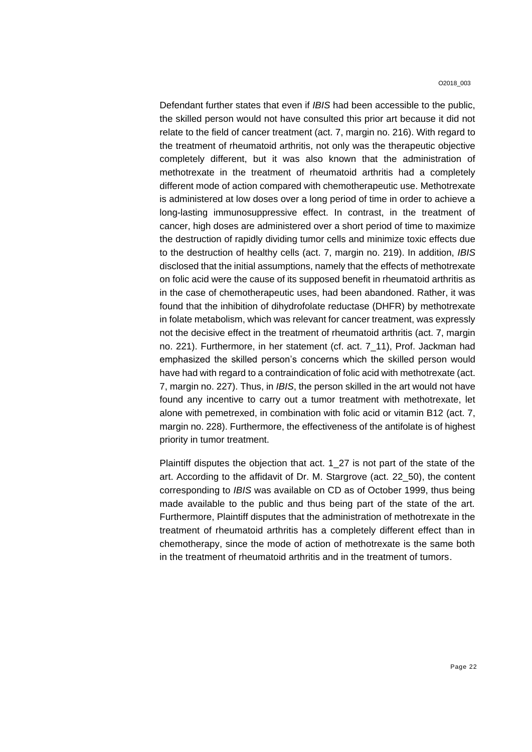Defendant further states that even if *IBIS* had been accessible to the public, the skilled person would not have consulted this prior art because it did not relate to the field of cancer treatment (act. 7, margin no. 216). With regard to the treatment of rheumatoid arthritis, not only was the therapeutic objective completely different, but it was also known that the administration of methotrexate in the treatment of rheumatoid arthritis had a completely different mode of action compared with chemotherapeutic use. Methotrexate is administered at low doses over a long period of time in order to achieve a long-lasting immunosuppressive effect. In contrast, in the treatment of cancer, high doses are administered over a short period of time to maximize the destruction of rapidly dividing tumor cells and minimize toxic effects due to the destruction of healthy cells (act. 7, margin no. 219). In addition, *IBIS* disclosed that the initial assumptions, namely that the effects of methotrexate on folic acid were the cause of its supposed benefit in rheumatoid arthritis as in the case of chemotherapeutic uses, had been abandoned. Rather, it was found that the inhibition of dihydrofolate reductase (DHFR) by methotrexate in folate metabolism, which was relevant for cancer treatment, was expressly not the decisive effect in the treatment of rheumatoid arthritis (act. 7, margin no. 221). Furthermore, in her statement (cf. act. 7_11), Prof. Jackman had emphasized the skilled person's concerns which the skilled person would have had with regard to a contraindication of folic acid with methotrexate (act. 7, margin no. 227). Thus, in *IBIS*, the person skilled in the art would not have found any incentive to carry out a tumor treatment with methotrexate, let alone with pemetrexed, in combination with folic acid or vitamin B12 (act. 7, margin no. 228). Furthermore, the effectiveness of the antifolate is of highest priority in tumor treatment.

Plaintiff disputes the objection that act. 1_27 is not part of the state of the art. According to the affidavit of Dr. M. Stargrove (act. 22_50), the content corresponding to *IBIS* was available on CD as of October 1999, thus being made available to the public and thus being part of the state of the art. Furthermore, Plaintiff disputes that the administration of methotrexate in the treatment of rheumatoid arthritis has a completely different effect than in chemotherapy, since the mode of action of methotrexate is the same both in the treatment of rheumatoid arthritis and in the treatment of tumors.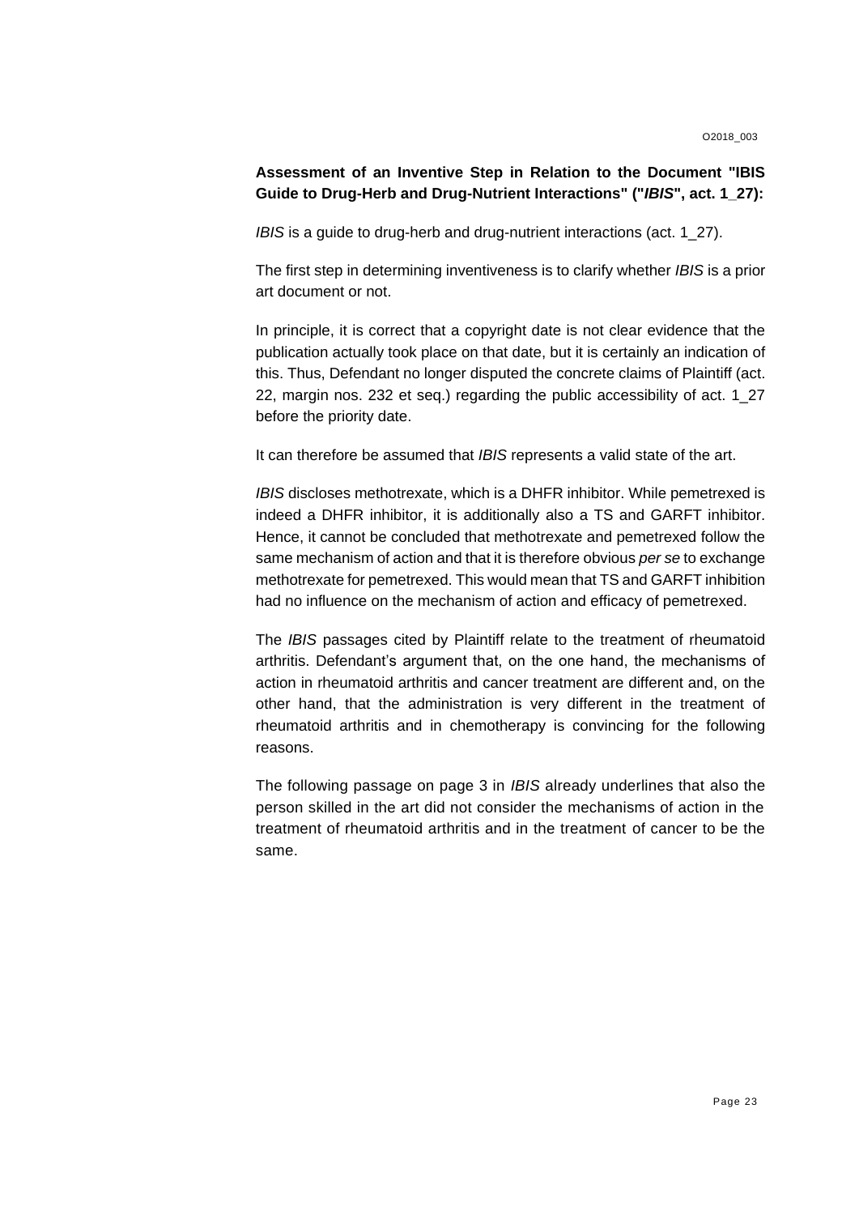**Assessment of an Inventive Step in Relation to the Document "IBIS Guide to Drug-Herb and Drug-Nutrient Interactions" ("*IBIS*", act. 1_27):**

*IBIS* is a guide to drug-herb and drug-nutrient interactions (act. 1_27).

The first step in determining inventiveness is to clarify whether *IBIS* is a prior art document or not.

In principle, it is correct that a copyright date is not clear evidence that the publication actually took place on that date, but it is certainly an indication of this. Thus, Defendant no longer disputed the concrete claims of Plaintiff (act. 22, margin nos. 232 et seq.) regarding the public accessibility of act. 1_27 before the priority date.

It can therefore be assumed that *IBIS* represents a valid state of the art.

*IBIS* discloses methotrexate, which is a DHFR inhibitor. While pemetrexed is indeed a DHFR inhibitor, it is additionally also a TS and GARFT inhibitor. Hence, it cannot be concluded that methotrexate and pemetrexed follow the same mechanism of action and that it is therefore obvious *per se* to exchange methotrexate for pemetrexed. This would mean that TS and GARFT inhibition had no influence on the mechanism of action and efficacy of pemetrexed.

The *IBIS* passages cited by Plaintiff relate to the treatment of rheumatoid arthritis. Defendant's argument that, on the one hand, the mechanisms of action in rheumatoid arthritis and cancer treatment are different and, on the other hand, that the administration is very different in the treatment of rheumatoid arthritis and in chemotherapy is convincing for the following reasons.

The following passage on page 3 in *IBIS* already underlines that also the person skilled in the art did not consider the mechanisms of action in the treatment of rheumatoid arthritis and in the treatment of cancer to be the same.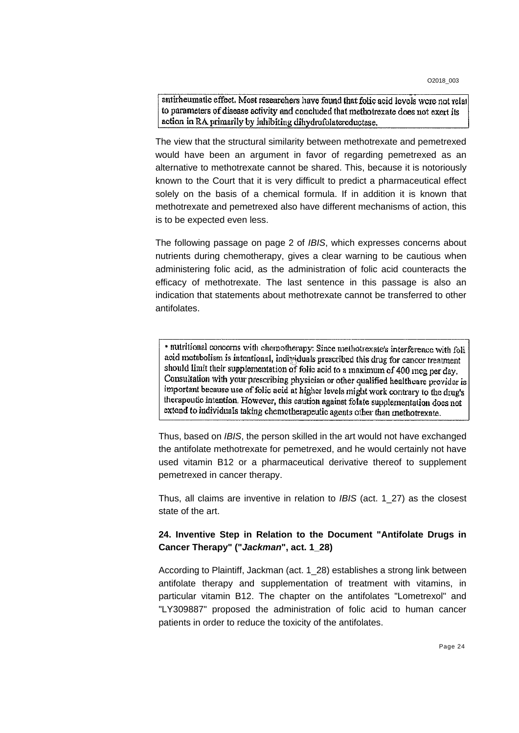> antirheumatic effect. Most researchers have found that folic acid levels were not relat to parameters of disease activity and concluded that methotrexate does not exert its action in RA primarily by inhibiting dihydrofolatereductase.

The view that the structural similarity between methotrexate and pemetrexed would have been an argument in favor of regarding pemetrexed as an alternative to methotrexate cannot be shared. This, because it is notoriously known to the Court that it is very difficult to predict a pharmaceutical effect solely on the basis of a chemical formula. If in addition it is known that methotrexate and pemetrexed also have different mechanisms of action, this is to be expected even less.

The following passage on page 2 of *IBIS*, which expresses concerns about nutrients during chemotherapy, gives a clear warning to be cautious when administering folic acid, as the administration of folic acid counteracts the efficacy of methotrexate. The last sentence in this passage is also an indication that statements about methotrexate cannot be transferred to other antifolates.

> • nutritional concerns with chemotherapy: Since methotrexate's interference with foli acid metabolism is intentional, individuals prescribed this drug for cancer treatment should limit their supplementation of folic acid to a maximum of 400 mcg per day. Consultation with your prescribing physician or other qualified healthcare provider is important because use of folic acid at higher levels might work contrary to the drug's therapeutic intention. However, this caution against folate supplementation does not extend to individuals taking chemotherapeutic agents other than methotrexate.

Thus, based on *IBIS*, the person skilled in the art would not have exchanged the antifolate methotrexate for pemetrexed, and he would certainly not have used vitamin B12 or a pharmaceutical derivative thereof to supplement pemetrexed in cancer therapy.

Thus, all claims are inventive in relation to *IBIS* (act. 1_27) as the closest state of the art.

### 24. Inventive Step in Relation to the Document "Antifolate Drugs in Cancer Therapy" ("*Jackman*", act. 1_28)

According to Plaintiff, Jackman (act. 1_28) establishes a strong link between antifolate therapy and supplementation of treatment with vitamins, in particular vitamin B12. The chapter on the antifolates "Lometrexol" and "LY309887" proposed the administration of folic acid to human cancer patients in order to reduce the toxicity of the antifolates.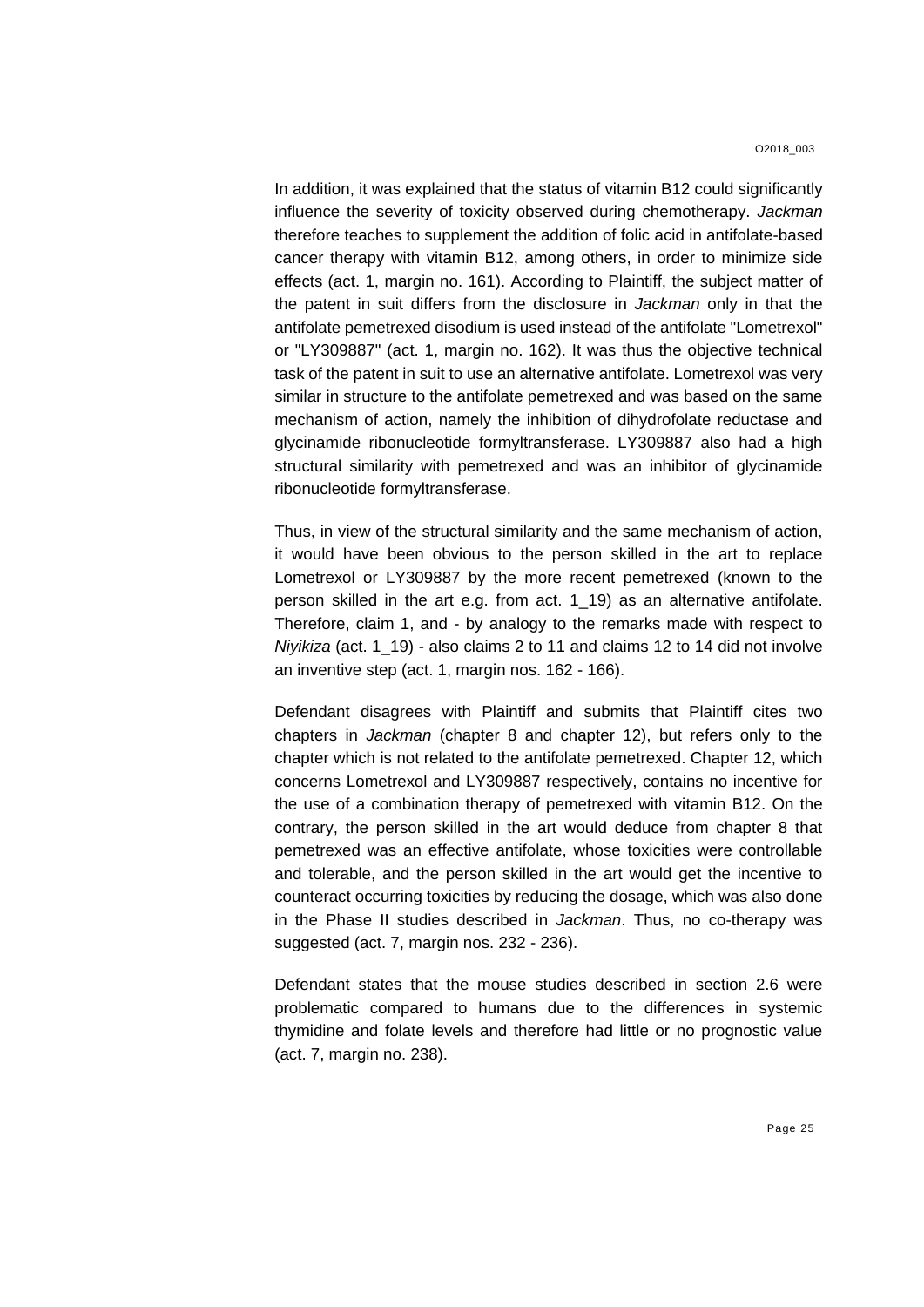In addition, it was explained that the status of vitamin B12 could significantly influence the severity of toxicity observed during chemotherapy. *Jackman* therefore teaches to supplement the addition of folic acid in antifolate-based cancer therapy with vitamin B12, among others, in order to minimize side effects (act. 1, margin no. 161). According to Plaintiff, the subject matter of the patent in suit differs from the disclosure in *Jackman* only in that the antifolate pemetrexed disodium is used instead of the antifolate "Lometrexol" or "LY309887" (act. 1, margin no. 162). It was thus the objective technical task of the patent in suit to use an alternative antifolate. Lometrexol was very similar in structure to the antifolate pemetrexed and was based on the same mechanism of action, namely the inhibition of dihydrofolate reductase and glycinamide ribonucleotide formyltransferase. LY309887 also had a high structural similarity with pemetrexed and was an inhibitor of glycinamide ribonucleotide formyltransferase.

Thus, in view of the structural similarity and the same mechanism of action, it would have been obvious to the person skilled in the art to replace Lometrexol or LY309887 by the more recent pemetrexed (known to the person skilled in the art e.g. from act. 1_19) as an alternative antifolate. Therefore, claim 1, and - by analogy to the remarks made with respect to *Niyikiza* (act. 1_19) - also claims 2 to 11 and claims 12 to 14 did not involve an inventive step (act. 1, margin nos. 162 - 166).

Defendant disagrees with Plaintiff and submits that Plaintiff cites two chapters in *Jackman* (chapter 8 and chapter 12), but refers only to the chapter which is not related to the antifolate pemetrexed. Chapter 12, which concerns Lometrexol and LY309887 respectively, contains no incentive for the use of a combination therapy of pemetrexed with vitamin B12. On the contrary, the person skilled in the art would deduce from chapter 8 that pemetrexed was an effective antifolate, whose toxicities were controllable and tolerable, and the person skilled in the art would get the incentive to counteract occurring toxicities by reducing the dosage, which was also done in the Phase II studies described in *Jackman*. Thus, no co-therapy was suggested (act. 7, margin nos. 232 - 236).

Defendant states that the mouse studies described in section 2.6 were problematic compared to humans due to the differences in systemic thymidine and folate levels and therefore had little or no prognostic value (act. 7, margin no. 238).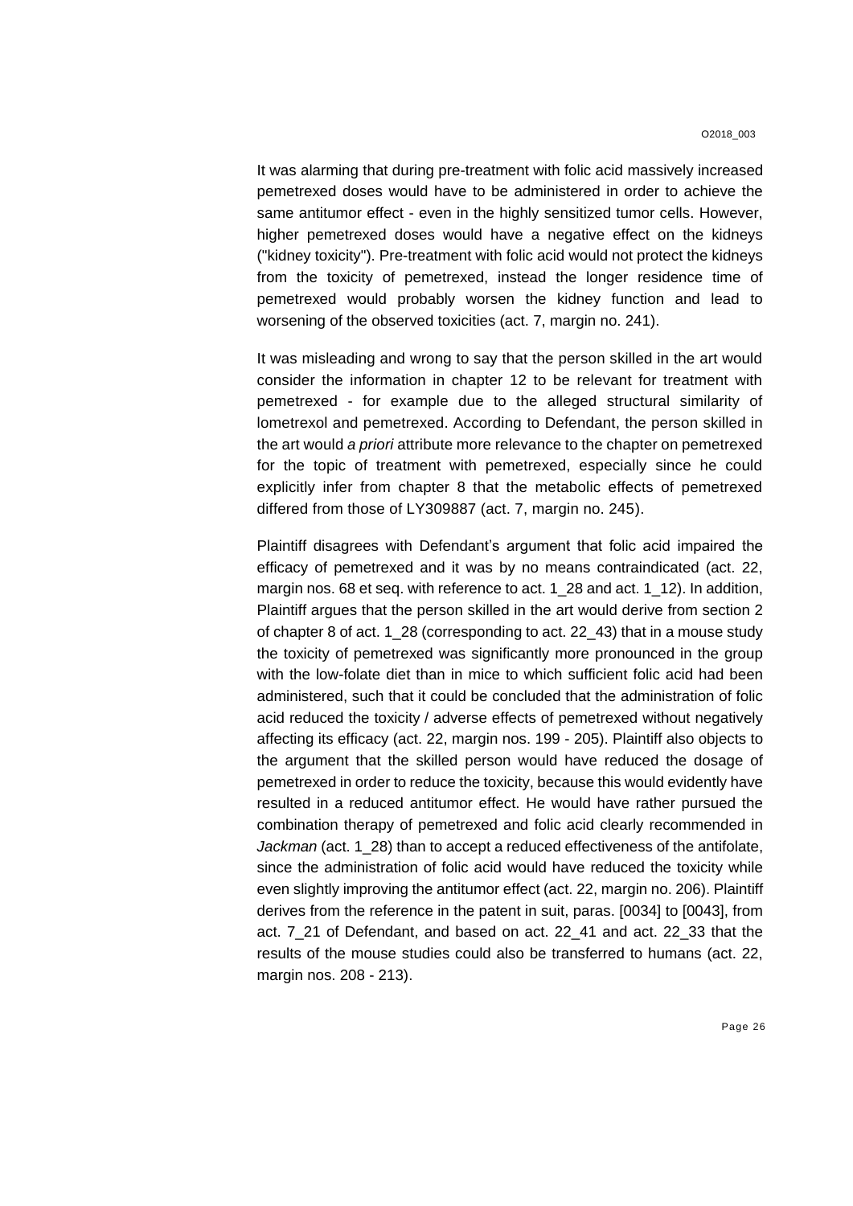It was alarming that during pre-treatment with folic acid massively increased pemetrexed doses would have to be administered in order to achieve the same antitumor effect - even in the highly sensitized tumor cells. However, higher pemetrexed doses would have a negative effect on the kidneys ("kidney toxicity"). Pre-treatment with folic acid would not protect the kidneys from the toxicity of pemetrexed, instead the longer residence time of pemetrexed would probably worsen the kidney function and lead to worsening of the observed toxicities (act. 7, margin no. 241).

It was misleading and wrong to say that the person skilled in the art would consider the information in chapter 12 to be relevant for treatment with pemetrexed - for example due to the alleged structural similarity of lometrexol and pemetrexed. According to Defendant, the person skilled in the art would *a priori* attribute more relevance to the chapter on pemetrexed for the topic of treatment with pemetrexed, especially since he could explicitly infer from chapter 8 that the metabolic effects of pemetrexed differed from those of LY309887 (act. 7, margin no. 245).

Plaintiff disagrees with Defendant's argument that folic acid impaired the efficacy of pemetrexed and it was by no means contraindicated (act. 22, margin nos. 68 et seq. with reference to act. 1_28 and act. 1_12). In addition, Plaintiff argues that the person skilled in the art would derive from section 2 of chapter 8 of act. 1_28 (corresponding to act. 22_43) that in a mouse study the toxicity of pemetrexed was significantly more pronounced in the group with the low-folate diet than in mice to which sufficient folic acid had been administered, such that it could be concluded that the administration of folic acid reduced the toxicity / adverse effects of pemetrexed without negatively affecting its efficacy (act. 22, margin nos. 199 - 205). Plaintiff also objects to the argument that the skilled person would have reduced the dosage of pemetrexed in order to reduce the toxicity, because this would evidently have resulted in a reduced antitumor effect. He would have rather pursued the combination therapy of pemetrexed and folic acid clearly recommended in *Jackman* (act. 1_28) than to accept a reduced effectiveness of the antifolate, since the administration of folic acid would have reduced the toxicity while even slightly improving the antitumor effect (act. 22, margin no. 206). Plaintiff derives from the reference in the patent in suit, paras. [0034] to [0043], from act. 7_21 of Defendant, and based on act. 22_41 and act. 22_33 that the results of the mouse studies could also be transferred to humans (act. 22, margin nos. 208 - 213).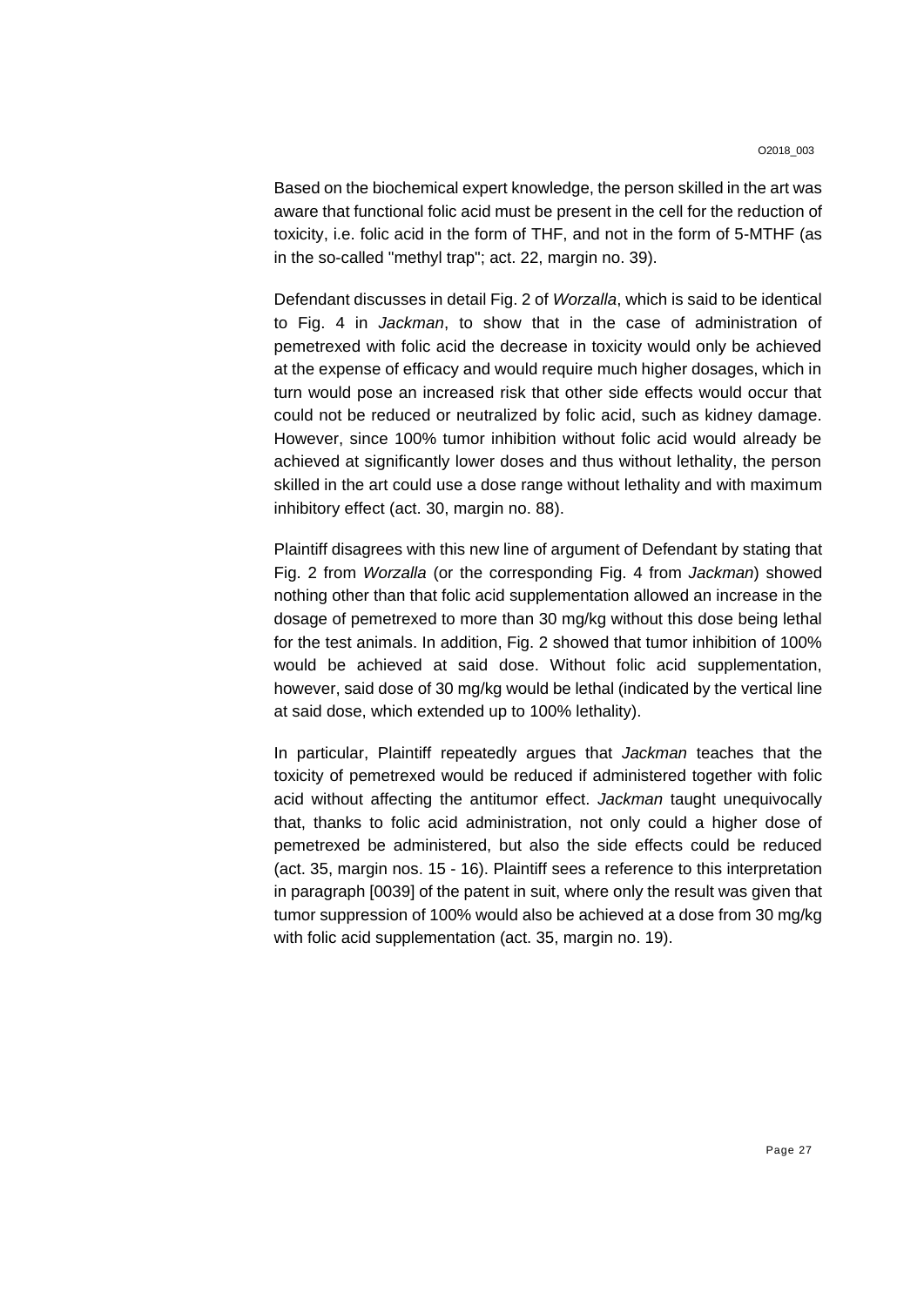Based on the biochemical expert knowledge, the person skilled in the art was aware that functional folic acid must be present in the cell for the reduction of toxicity, i.e. folic acid in the form of THF, and not in the form of 5-MTHF (as in the so-called "methyl trap"; act. 22, margin no. 39).

Defendant discusses in detail Fig. 2 of *Worzalla*, which is said to be identical to Fig. 4 in *Jackman*, to show that in the case of administration of pemetrexed with folic acid the decrease in toxicity would only be achieved at the expense of efficacy and would require much higher dosages, which in turn would pose an increased risk that other side effects would occur that could not be reduced or neutralized by folic acid, such as kidney damage. However, since 100% tumor inhibition without folic acid would already be achieved at significantly lower doses and thus without lethality, the person skilled in the art could use a dose range without lethality and with maximum inhibitory effect (act. 30, margin no. 88).

Plaintiff disagrees with this new line of argument of Defendant by stating that Fig. 2 from *Worzalla* (or the corresponding Fig. 4 from *Jackman*) showed nothing other than that folic acid supplementation allowed an increase in the dosage of pemetrexed to more than 30 mg/kg without this dose being lethal for the test animals. In addition, Fig. 2 showed that tumor inhibition of 100% would be achieved at said dose. Without folic acid supplementation, however, said dose of 30 mg/kg would be lethal (indicated by the vertical line at said dose, which extended up to 100% lethality).

In particular, Plaintiff repeatedly argues that *Jackman* teaches that the toxicity of pemetrexed would be reduced if administered together with folic acid without affecting the antitumor effect. *Jackman* taught unequivocally that, thanks to folic acid administration, not only could a higher dose of pemetrexed be administered, but also the side effects could be reduced (act. 35, margin nos. 15 - 16). Plaintiff sees a reference to this interpretation in paragraph [0039] of the patent in suit, where only the result was given that tumor suppression of 100% would also be achieved at a dose from 30 mg/kg with folic acid supplementation (act. 35, margin no. 19).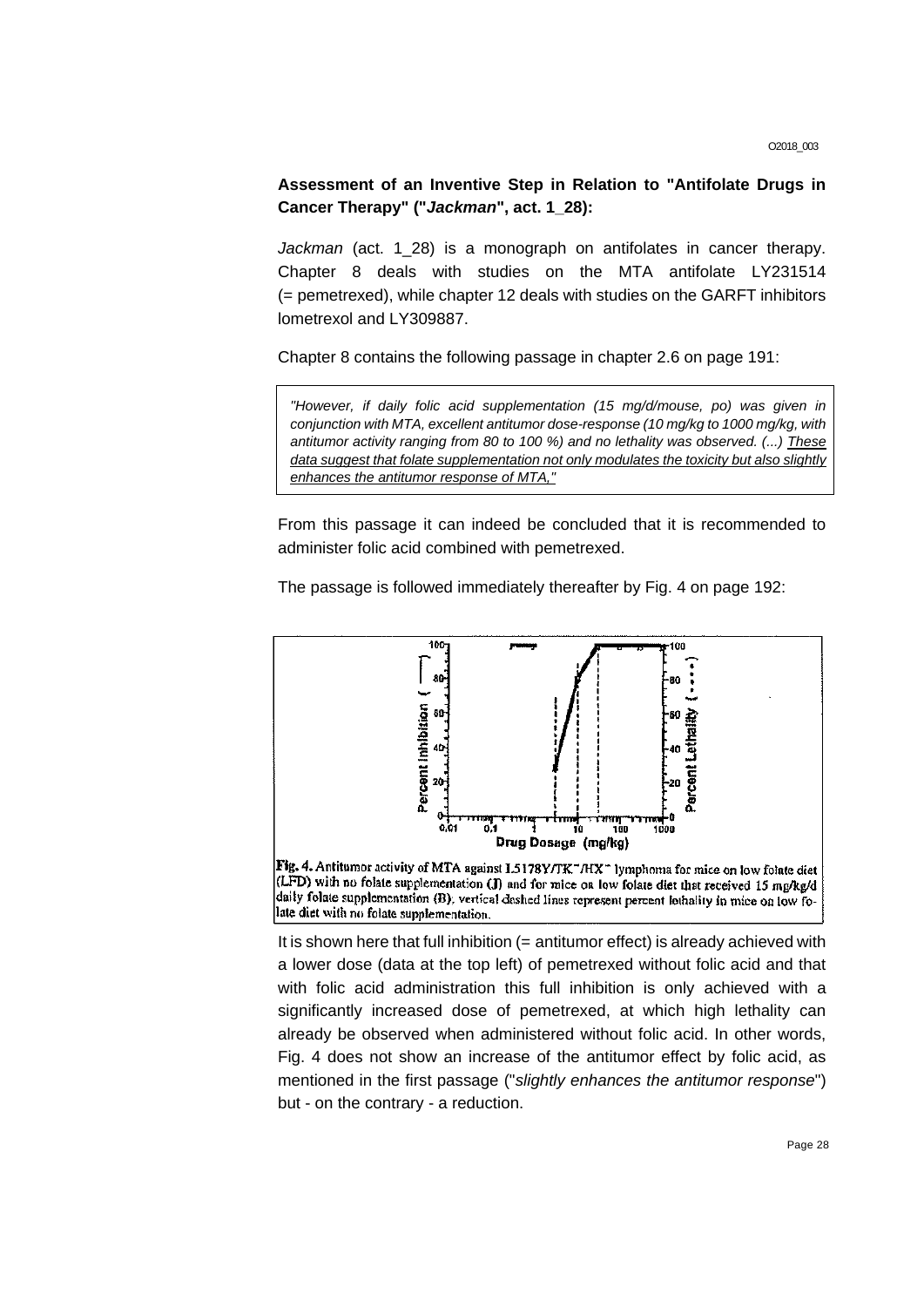**Assessment of an Inventive Step in Relation to "Antifolate Drugs in Cancer Therapy" ("*Jackman*", act. 1_28):**

*Jackman* (act. 1_28) is a monograph on antifolates in cancer therapy. Chapter 8 deals with studies on the MTA antifolate LY231514 (= pemetrexed), while chapter 12 deals with studies on the GARFT inhibitors lometrexol and LY309887.

Chapter 8 contains the following passage in chapter 2.6 on page 191:

> *"However, if daily folic acid supplementation (15 mg/d/mouse, po) was given in conjunction with MTA, excellent antitumor dose-response (10 mg/kg to 1000 mg/kg, with antitumor activity ranging from 80 to 100 %) and no lethality was observed. (...) These data suggest that folate supplementation not only modulates the toxicity but also slightly enhances the antitumor response of MTA,"*

From this passage it can indeed be concluded that it is recommended to administer folic acid combined with pemetrexed.

The passage is followed immediately thereafter by Fig. 4 on page 192:

**Fig. 4.** Antitumor activity of MTA against L5178Y/TK⁻/HX⁻ lymphoma for mice on low folate diet (LFD) with no folate supplementation (J) and for mice on low folate diet that received 15 mg/kg/d daily folate supplementation (B); vertical dashed lines represent percent lethality in mice on low folate diet with no folate supplementation.

It is shown here that full inhibition (= antitumor effect) is already achieved with a lower dose (data at the top left) of pemetrexed without folic acid and that with folic acid administration this full inhibition is only achieved with a significantly increased dose of pemetrexed, at which high lethality can already be observed when administered without folic acid. In other words, Fig. 4 does not show an increase of the antitumor effect by folic acid, as mentioned in the first passage ("*slightly enhances the antitumor response*") but - on the contrary - a reduction.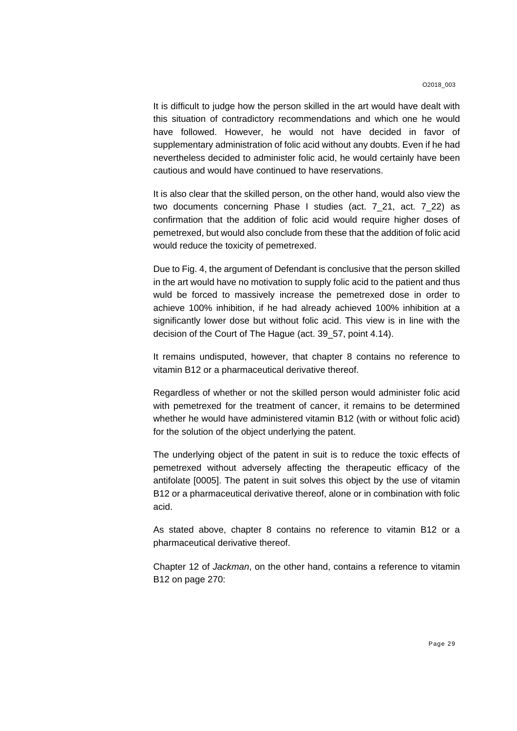It is difficult to judge how the person skilled in the art would have dealt with this situation of contradictory recommendations and which one he would have followed. However, he would not have decided in favor of supplementary administration of folic acid without any doubts. Even if he had nevertheless decided to administer folic acid, he would certainly have been cautious and would have continued to have reservations.

It is also clear that the skilled person, on the other hand, would also view the two documents concerning Phase I studies (act. 7_21, act. 7_22) as confirmation that the addition of folic acid would require higher doses of pemetrexed, but would also conclude from these that the addition of folic acid would reduce the toxicity of pemetrexed.

Due to Fig. 4, the argument of Defendant is conclusive that the person skilled in the art would have no motivation to supply folic acid to the patient and thus wuld be forced to massively increase the pemetrexed dose in order to achieve 100% inhibition, if he had already achieved 100% inhibition at a significantly lower dose but without folic acid. This view is in line with the decision of the Court of The Hague (act. 39_57, point 4.14).

It remains undisputed, however, that chapter 8 contains no reference to vitamin B12 or a pharmaceutical derivative thereof.

Regardless of whether or not the skilled person would administer folic acid with pemetrexed for the treatment of cancer, it remains to be determined whether he would have administered vitamin B12 (with or without folic acid) for the solution of the object underlying the patent.

The underlying object of the patent in suit is to reduce the toxic effects of pemetrexed without adversely affecting the therapeutic efficacy of the antifolate [0005]. The patent in suit solves this object by the use of vitamin B12 or a pharmaceutical derivative thereof, alone or in combination with folic acid.

As stated above, chapter 8 contains no reference to vitamin B12 or a pharmaceutical derivative thereof.

Chapter 12 of *Jackman*, on the other hand, contains a reference to vitamin B12 on page 270: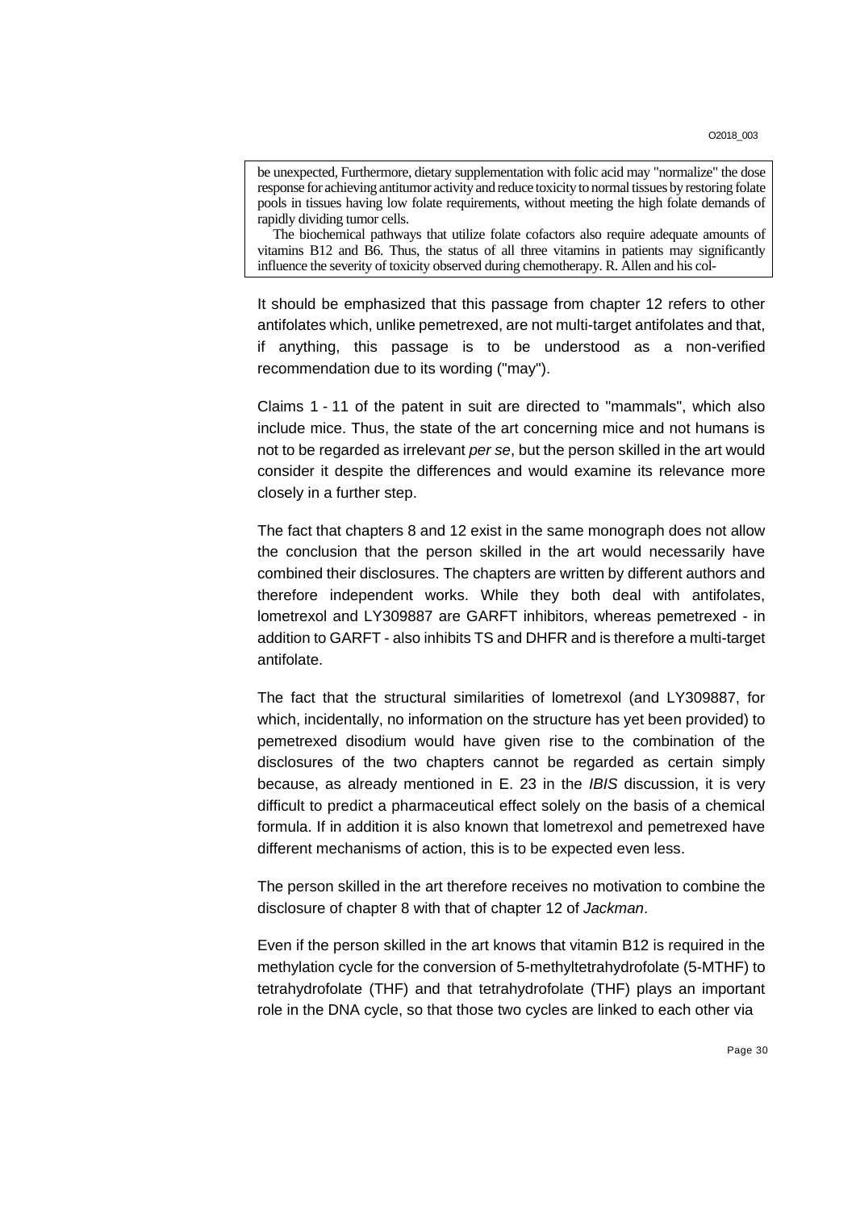> be unexpected, Furthermore, dietary supplementation with folic acid may "normalize" the dose response for achieving antitumor activity and reduce toxicity to normal tissues by restoring folate pools in tissues having low folate requirements, without meeting the high folate demands of rapidly dividing tumor cells.
>
> The biochemical pathways that utilize folate cofactors also require adequate amounts of vitamins B12 and B6. Thus, the status of all three vitamins in patients may significantly influence the severity of toxicity observed during chemotherapy. R. Allen and his col-

It should be emphasized that this passage from chapter 12 refers to other antifolates which, unlike pemetrexed, are not multi-target antifolates and that, if anything, this passage is to be understood as a non-verified recommendation due to its wording ("may").

Claims 1 - 11 of the patent in suit are directed to "mammals", which also include mice. Thus, the state of the art concerning mice and not humans is not to be regarded as irrelevant *per se*, but the person skilled in the art would consider it despite the differences and would examine its relevance more closely in a further step.

The fact that chapters 8 and 12 exist in the same monograph does not allow the conclusion that the person skilled in the art would necessarily have combined their disclosures. The chapters are written by different authors and therefore independent works. While they both deal with antifolates, lometrexol and LY309887 are GARFT inhibitors, whereas pemetrexed - in addition to GARFT - also inhibits TS and DHFR and is therefore a multi-target antifolate.

The fact that the structural similarities of lometrexol (and LY309887, for which, incidentally, no information on the structure has yet been provided) to pemetrexed disodium would have given rise to the combination of the disclosures of the two chapters cannot be regarded as certain simply because, as already mentioned in E. 23 in the *IBIS* discussion, it is very difficult to predict a pharmaceutical effect solely on the basis of a chemical formula. If in addition it is also known that lometrexol and pemetrexed have different mechanisms of action, this is to be expected even less.

The person skilled in the art therefore receives no motivation to combine the disclosure of chapter 8 with that of chapter 12 of *Jackman*.

Even if the person skilled in the art knows that vitamin B12 is required in the methylation cycle for the conversion of 5-methyltetrahydrofolate (5-MTHF) to tetrahydrofolate (THF) and that tetrahydrofolate (THF) plays an important role in the DNA cycle, so that those two cycles are linked to each other via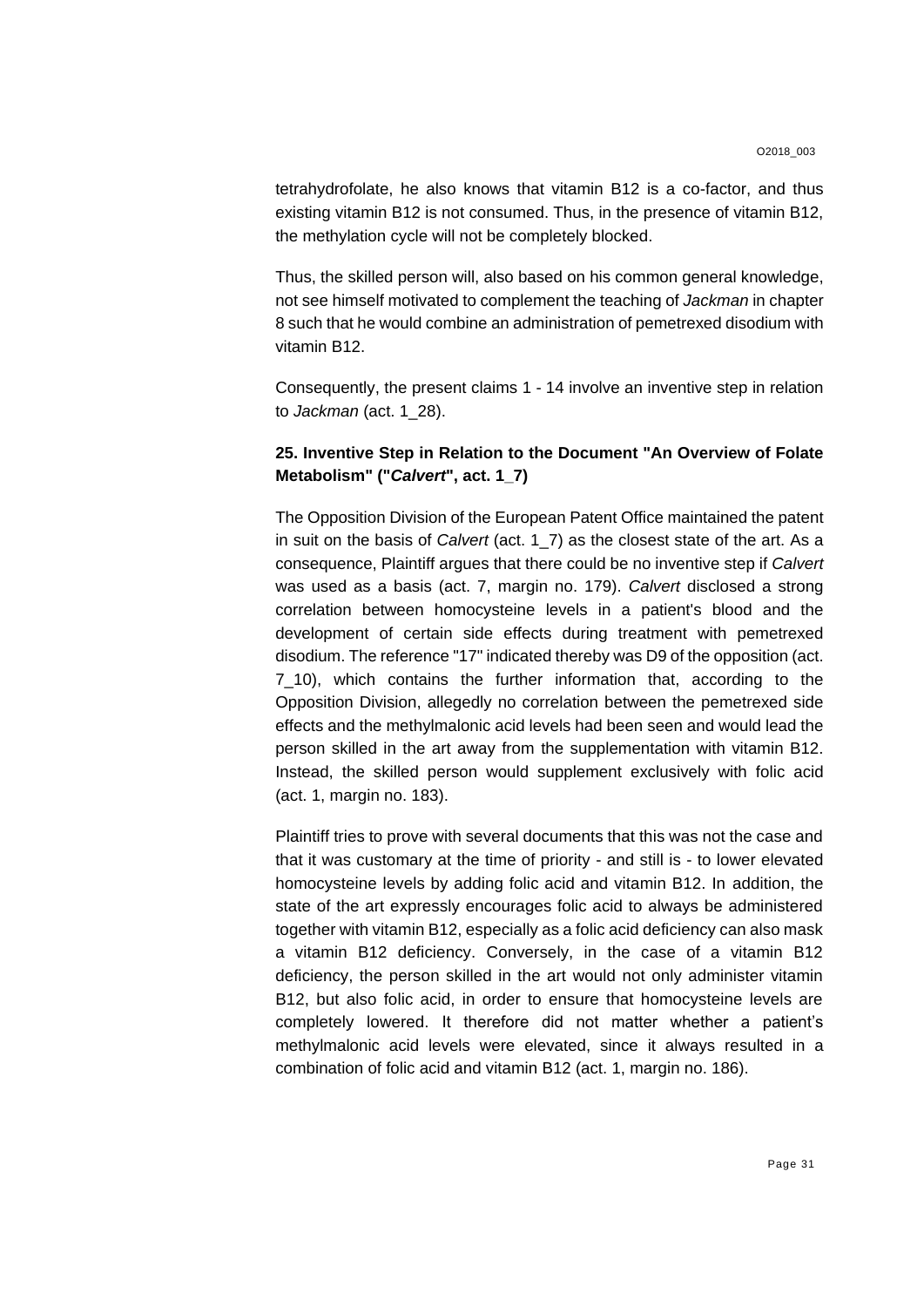tetrahydrofolate, he also knows that vitamin B12 is a co-factor, and thus existing vitamin B12 is not consumed. Thus, in the presence of vitamin B12, the methylation cycle will not be completely blocked.

Thus, the skilled person will, also based on his common general knowledge, not see himself motivated to complement the teaching of *Jackman* in chapter 8 such that he would combine an administration of pemetrexed disodium with vitamin B12.

Consequently, the present claims 1 - 14 involve an inventive step in relation to *Jackman* (act. 1_28).

### 25. Inventive Step in Relation to the Document "An Overview of Folate Metabolism" ("*Calvert*", act. 1_7)

The Opposition Division of the European Patent Office maintained the patent in suit on the basis of *Calvert* (act. 1_7) as the closest state of the art. As a consequence, Plaintiff argues that there could be no inventive step if *Calvert* was used as a basis (act. 7, margin no. 179). *Calvert* disclosed a strong correlation between homocysteine levels in a patient's blood and the development of certain side effects during treatment with pemetrexed disodium. The reference "17" indicated thereby was D9 of the opposition (act. 7_10), which contains the further information that, according to the Opposition Division, allegedly no correlation between the pemetrexed side effects and the methylmalonic acid levels had been seen and would lead the person skilled in the art away from the supplementation with vitamin B12. Instead, the skilled person would supplement exclusively with folic acid (act. 1, margin no. 183).

Plaintiff tries to prove with several documents that this was not the case and that it was customary at the time of priority - and still is - to lower elevated homocysteine levels by adding folic acid and vitamin B12. In addition, the state of the art expressly encourages folic acid to always be administered together with vitamin B12, especially as a folic acid deficiency can also mask a vitamin B12 deficiency. Conversely, in the case of a vitamin B12 deficiency, the person skilled in the art would not only administer vitamin B12, but also folic acid, in order to ensure that homocysteine levels are completely lowered. It therefore did not matter whether a patient's methylmalonic acid levels were elevated, since it always resulted in a combination of folic acid and vitamin B12 (act. 1, margin no. 186).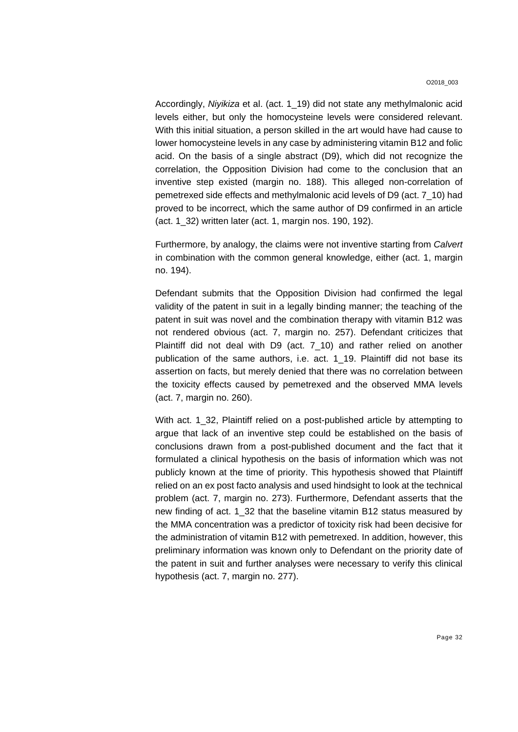Accordingly, *Niyikiza* et al. (act. 1_19) did not state any methylmalonic acid levels either, but only the homocysteine levels were considered relevant. With this initial situation, a person skilled in the art would have had cause to lower homocysteine levels in any case by administering vitamin B12 and folic acid. On the basis of a single abstract (D9), which did not recognize the correlation, the Opposition Division had come to the conclusion that an inventive step existed (margin no. 188). This alleged non-correlation of pemetrexed side effects and methylmalonic acid levels of D9 (act. 7_10) had proved to be incorrect, which the same author of D9 confirmed in an article (act. 1_32) written later (act. 1, margin nos. 190, 192).

Furthermore, by analogy, the claims were not inventive starting from *Calvert* in combination with the common general knowledge, either (act. 1, margin no. 194).

Defendant submits that the Opposition Division had confirmed the legal validity of the patent in suit in a legally binding manner; the teaching of the patent in suit was novel and the combination therapy with vitamin B12 was not rendered obvious (act. 7, margin no. 257). Defendant criticizes that Plaintiff did not deal with D9 (act. 7_10) and rather relied on another publication of the same authors, i.e. act. 1_19. Plaintiff did not base its assertion on facts, but merely denied that there was no correlation between the toxicity effects caused by pemetrexed and the observed MMA levels (act. 7, margin no. 260).

With act. 1_32, Plaintiff relied on a post-published article by attempting to argue that lack of an inventive step could be established on the basis of conclusions drawn from a post-published document and the fact that it formulated a clinical hypothesis on the basis of information which was not publicly known at the time of priority. This hypothesis showed that Plaintiff relied on an ex post facto analysis and used hindsight to look at the technical problem (act. 7, margin no. 273). Furthermore, Defendant asserts that the new finding of act. 1_32 that the baseline vitamin B12 status measured by the MMA concentration was a predictor of toxicity risk had been decisive for the administration of vitamin B12 with pemetrexed. In addition, however, this preliminary information was known only to Defendant on the priority date of the patent in suit and further analyses were necessary to verify this clinical hypothesis (act. 7, margin no. 277).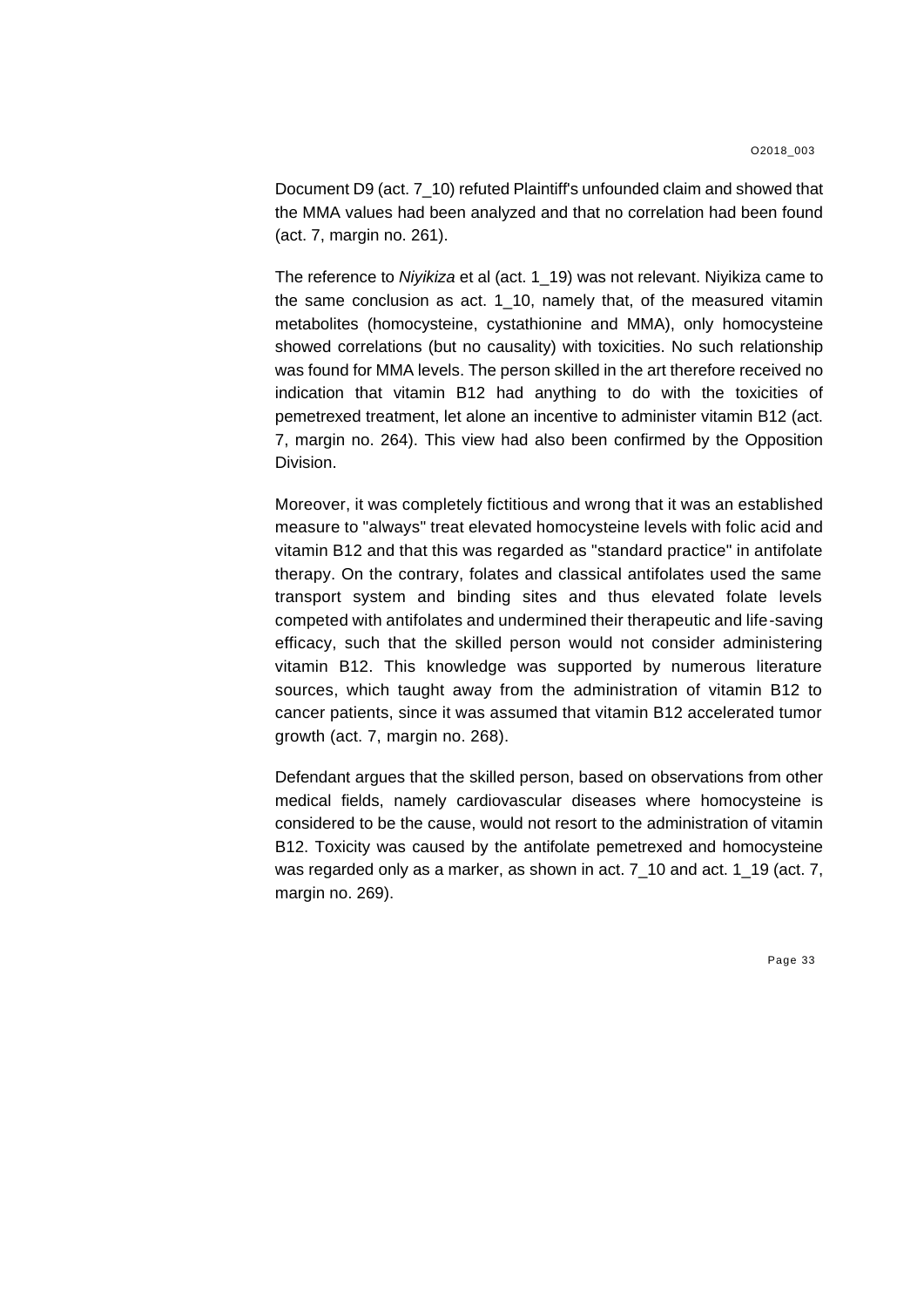Document D9 (act. 7_10) refuted Plaintiff's unfounded claim and showed that the MMA values had been analyzed and that no correlation had been found (act. 7, margin no. 261).

The reference to *Niyikiza* et al (act. 1_19) was not relevant. Niyikiza came to the same conclusion as act. 1_10, namely that, of the measured vitamin metabolites (homocysteine, cystathionine and MMA), only homocysteine showed correlations (but no causality) with toxicities. No such relationship was found for MMA levels. The person skilled in the art therefore received no indication that vitamin B12 had anything to do with the toxicities of pemetrexed treatment, let alone an incentive to administer vitamin B12 (act. 7, margin no. 264). This view had also been confirmed by the Opposition Division.

Moreover, it was completely fictitious and wrong that it was an established measure to "always" treat elevated homocysteine levels with folic acid and vitamin B12 and that this was regarded as "standard practice" in antifolate therapy. On the contrary, folates and classical antifolates used the same transport system and binding sites and thus elevated folate levels competed with antifolates and undermined their therapeutic and life-saving efficacy, such that the skilled person would not consider administering vitamin B12. This knowledge was supported by numerous literature sources, which taught away from the administration of vitamin B12 to cancer patients, since it was assumed that vitamin B12 accelerated tumor growth (act. 7, margin no. 268).

Defendant argues that the skilled person, based on observations from other medical fields, namely cardiovascular diseases where homocysteine is considered to be the cause, would not resort to the administration of vitamin B12. Toxicity was caused by the antifolate pemetrexed and homocysteine was regarded only as a marker, as shown in act. 7_10 and act. 1_19 (act. 7, margin no. 269).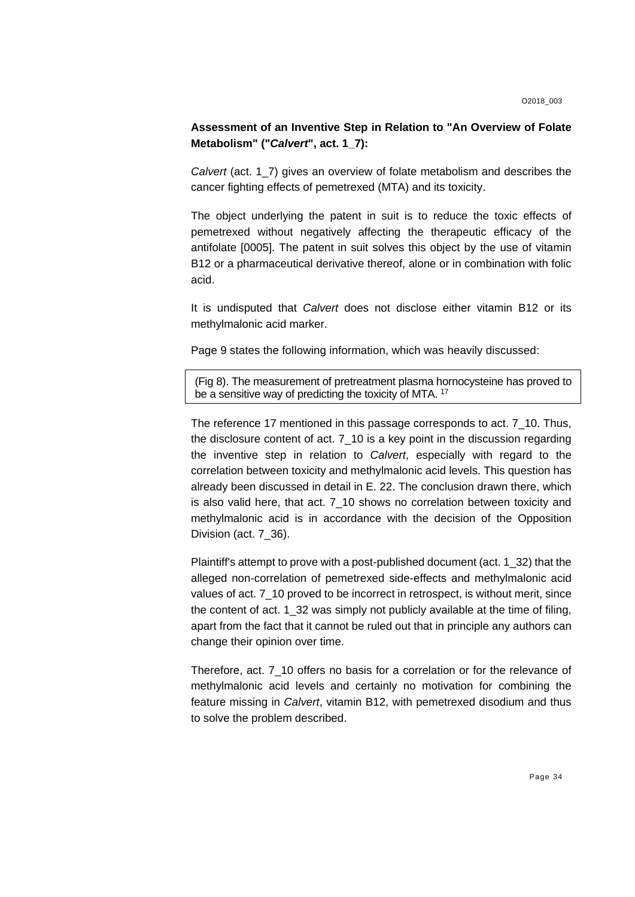**Assessment of an Inventive Step in Relation to "An Overview of Folate Metabolism" ("*Calvert*", act. 1_7):**

*Calvert* (act. 1_7) gives an overview of folate metabolism and describes the cancer fighting effects of pemetrexed (MTA) and its toxicity.

The object underlying the patent in suit is to reduce the toxic effects of pemetrexed without negatively affecting the therapeutic efficacy of the antifolate [0005]. The patent in suit solves this object by the use of vitamin B12 or a pharmaceutical derivative thereof, alone or in combination with folic acid.

It is undisputed that *Calvert* does not disclose either vitamin B12 or its methylmalonic acid marker.

Page 9 states the following information, which was heavily discussed:

> (Fig 8). The measurement of pretreatment plasma hornocysteine has proved to be a sensitive way of predicting the toxicity of MTA. [17]

The reference 17 mentioned in this passage corresponds to act. 7_10. Thus, the disclosure content of act. 7_10 is a key point in the discussion regarding the inventive step in relation to *Calvert*, especially with regard to the correlation between toxicity and methylmalonic acid levels. This question has already been discussed in detail in E. 22. The conclusion drawn there, which is also valid here, that act. 7_10 shows no correlation between toxicity and methylmalonic acid is in accordance with the decision of the Opposition Division (act. 7_36).

Plaintiff's attempt to prove with a post-published document (act. 1_32) that the alleged non-correlation of pemetrexed side-effects and methylmalonic acid values of act. 7_10 proved to be incorrect in retrospect, is without merit, since the content of act. 1_32 was simply not publicly available at the time of filing, apart from the fact that it cannot be ruled out that in principle any authors can change their opinion over time.

Therefore, act. 7_10 offers no basis for a correlation or for the relevance of methylmalonic acid levels and certainly no motivation for combining the feature missing in *Calvert*, vitamin B12, with pemetrexed disodium and thus to solve the problem described.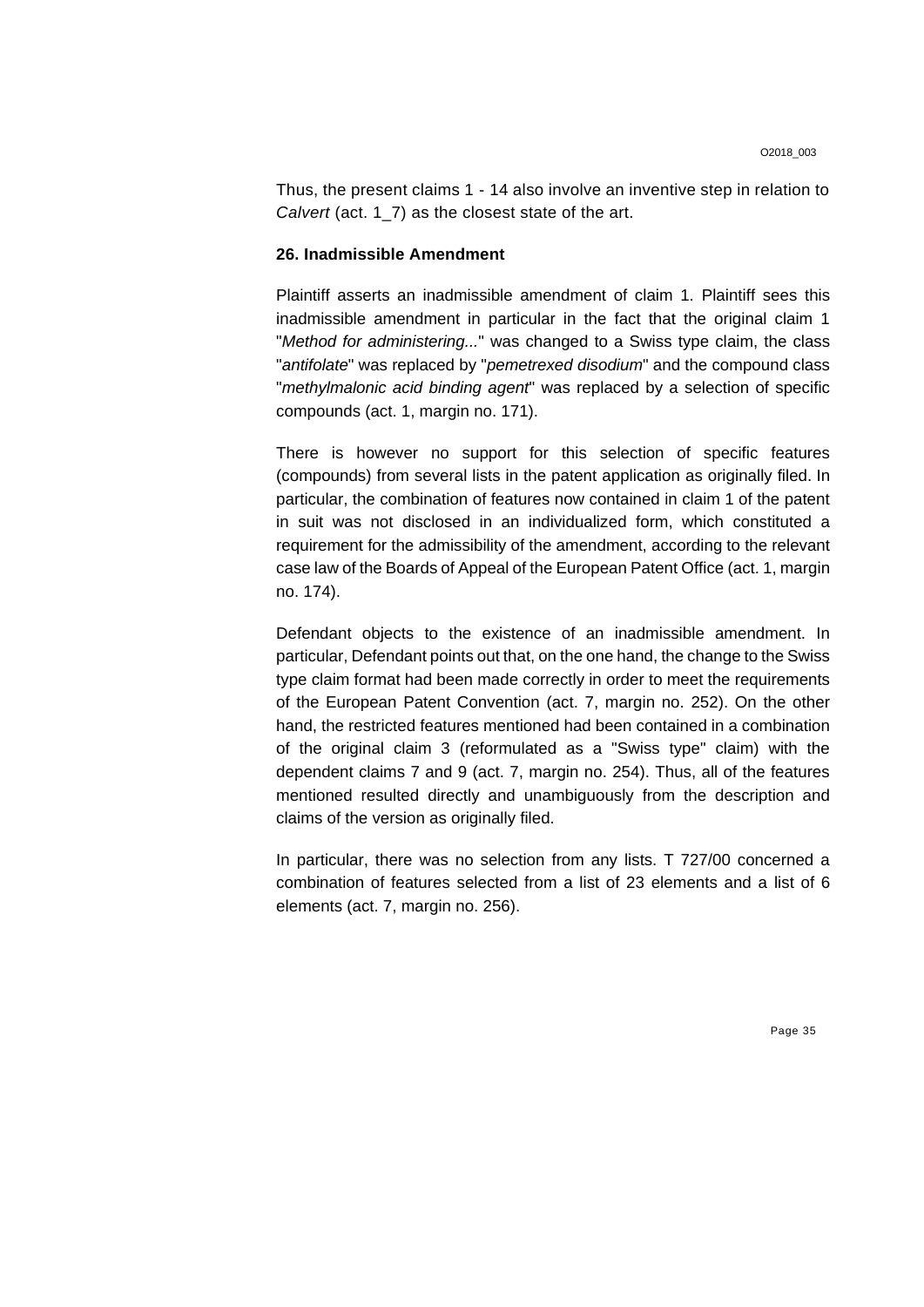Thus, the present claims 1 - 14 also involve an inventive step in relation to *Calvert* (act. 1_7) as the closest state of the art.

**26. Inadmissible Amendment**

Plaintiff asserts an inadmissible amendment of claim 1. Plaintiff sees this inadmissible amendment in particular in the fact that the original claim 1 "*Method for administering...*" was changed to a Swiss type claim, the class "*antifolate*" was replaced by "*pemetrexed disodium*" and the compound class "*methylmalonic acid binding agent*" was replaced by a selection of specific compounds (act. 1, margin no. 171).

There is however no support for this selection of specific features (compounds) from several lists in the patent application as originally filed. In particular, the combination of features now contained in claim 1 of the patent in suit was not disclosed in an individualized form, which constituted a requirement for the admissibility of the amendment, according to the relevant case law of the Boards of Appeal of the European Patent Office (act. 1, margin no. 174).

Defendant objects to the existence of an inadmissible amendment. In particular, Defendant points out that, on the one hand, the change to the Swiss type claim format had been made correctly in order to meet the requirements of the European Patent Convention (act. 7, margin no. 252). On the other hand, the restricted features mentioned had been contained in a combination of the original claim 3 (reformulated as a "Swiss type" claim) with the dependent claims 7 and 9 (act. 7, margin no. 254). Thus, all of the features mentioned resulted directly and unambiguously from the description and claims of the version as originally filed.

In particular, there was no selection from any lists. T 727/00 concerned a combination of features selected from a list of 23 elements and a list of 6 elements (act. 7, margin no. 256).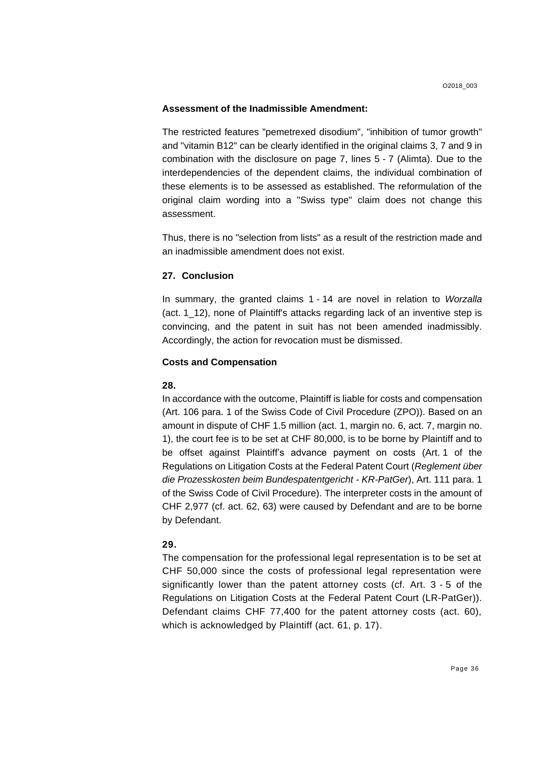**Assessment of the Inadmissible Amendment:**

The restricted features "pemetrexed disodium", "inhibition of tumor growth" and "vitamin B12" can be clearly identified in the original claims 3, 7 and 9 in combination with the disclosure on page 7, lines 5 - 7 (Alimta). Due to the interdependencies of the dependent claims, the individual combination of these elements is to be assessed as established. The reformulation of the original claim wording into a "Swiss type" claim does not change this assessment.

Thus, there is no "selection from lists" as a result of the restriction made and an inadmissible amendment does not exist.

**27. Conclusion**

In summary, the granted claims 1 - 14 are novel in relation to *Worzalla* (act. 1_12), none of Plaintiff's attacks regarding lack of an inventive step is convincing, and the patent in suit has not been amended inadmissibly. Accordingly, the action for revocation must be dismissed.

**Costs and Compensation**

**28.**

In accordance with the outcome, Plaintiff is liable for costs and compensation (Art. 106 para. 1 of the Swiss Code of Civil Procedure (ZPO)). Based on an amount in dispute of CHF 1.5 million (act. 1, margin no. 6, act. 7, margin no. 1), the court fee is to be set at CHF 80,000, is to be borne by Plaintiff and to be offset against Plaintiff's advance payment on costs (Art. 1 of the Regulations on Litigation Costs at the Federal Patent Court (*Reglement über die Prozesskosten beim Bundespatentgericht - KR-PatGer*), Art. 111 para. 1 of the Swiss Code of Civil Procedure). The interpreter costs in the amount of CHF 2,977 (cf. act. 62, 63) were caused by Defendant and are to be borne by Defendant.

**29.**

The compensation for the professional legal representation is to be set at CHF 50,000 since the costs of professional legal representation were significantly lower than the patent attorney costs (cf. Art. 3 - 5 of the Regulations on Litigation Costs at the Federal Patent Court (LR-PatGer)). Defendant claims CHF 77,400 for the patent attorney costs (act. 60), which is acknowledged by Plaintiff (act. 61, p. 17).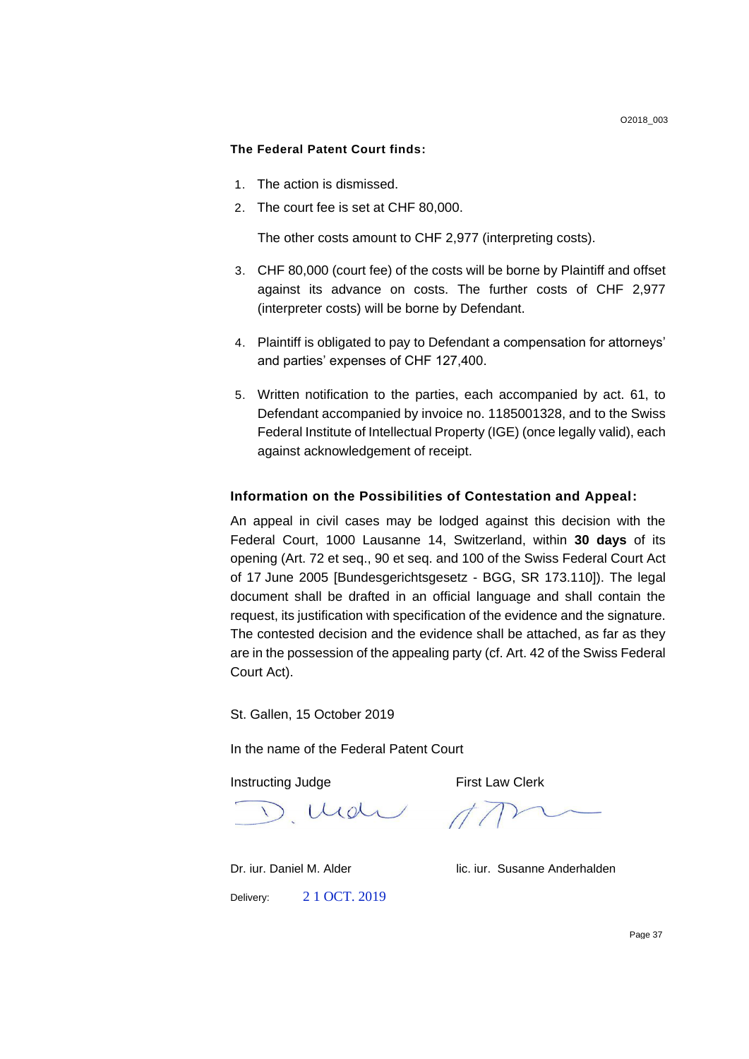O2018_003

**The Federal Patent Court finds:**

1. The action is dismissed.
2. The court fee is set at CHF 80,000.

   The other costs amount to CHF 2,977 (interpreting costs).

3. CHF 80,000 (court fee) of the costs will be borne by Plaintiff and offset against its advance on costs. The further costs of CHF 2,977 (interpreter costs) will be borne by Defendant.

4. Plaintiff is obligated to pay to Defendant a compensation for attorneys' and parties' expenses of CHF 127,400.

5. Written notification to the parties, each accompanied by act. 61, to Defendant accompanied by invoice no. 1185001328, and to the Swiss Federal Institute of Intellectual Property (IGE) (once legally valid), each against acknowledgement of receipt.

**Information on the Possibilities of Contestation and Appeal:**

An appeal in civil cases may be lodged against this decision with the Federal Court, 1000 Lausanne 14, Switzerland, within **30 days** of its opening (Art. 72 et seq., 90 et seq. and 100 of the Swiss Federal Court Act of 17 June 2005 [Bundesgerichtsgesetz - BGG, SR 173.110]). The legal document shall be drafted in an official language and shall contain the request, its justification with specification of the evidence and the signature. The contested decision and the evidence shall be attached, as far as they are in the possession of the appealing party (cf. Art. 42 of the Swiss Federal Court Act).

St. Gallen, 15 October 2019

In the name of the Federal Patent Court

| Instructing Judge | First Law Clerk |
| --- | --- |
| Dr. iur. Daniel M. Alder | lic. iur. Susanne Anderhalden |

Delivery: 21 OCT. 2019